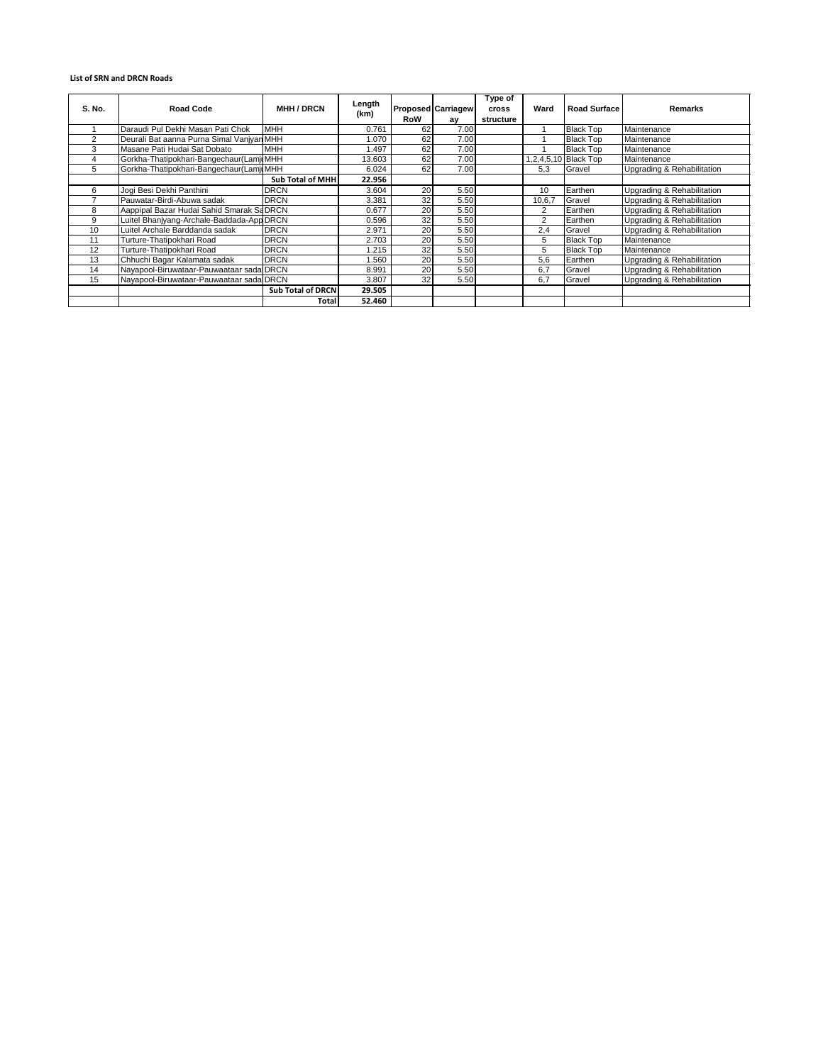**List of SRN and DRCN Roads**

| S. No. | Road Code | MHH / DRCN | Length (km) | Proposed RoW | Carriageway | Type of cross structure | Ward | Road Surface | Remarks |
|---|---|---|---|---|---|---|---|---|---|
| 1 | Daraudi Pul Dekhi Masan Pati Chok | MHH | 0.761 | 62 | 7.00 | | 1 | Black Top | Maintenance |
| 2 | Deurali Bat aanna Purna Simal Vanjyan | MHH | 1.070 | 62 | 7.00 | | 1 | Black Top | Maintenance |
| 3 | Masane Pati Hudai Sat Dobato | MHH | 1.497 | 62 | 7.00 | | 1 | Black Top | Maintenance |
| 4 | Gorkha-Thatipokhari-Bangechaur(Lamj | MHH | 13.603 | 62 | 7.00 | | 1,2,4,5,10 | Black Top | Maintenance |
| 5 | Gorkha-Thatipokhari-Bangechaur(Lamj | MHH | 6.024 | 62 | 7.00 | | 5,3 | Gravel | Upgrading & Rehabilitation |
| | | **Sub Total of MHH** | **22.956** | | | | | | |
| 6 | Jogi Besi Dekhi Panthini | DRCN | 3.604 | 20 | 5.50 | | 10 | Earthen | Upgrading & Rehabilitation |
| 7 | Pauwatar-Birdi-Abuwa sadak | DRCN | 3.381 | 32 | 5.50 | | 10,6,7 | Gravel | Upgrading & Rehabilitation |
| 8 | Aappipal Bazar Hudai Sahid Smarak Sa | DRCN | 0.677 | 20 | 5.50 | | 2 | Earthen | Upgrading & Rehabilitation |
| 9 | Luitel Bhanjyang-Archale-Baddada-App | DRCN | 0.596 | 32 | 5.50 | | 2 | Earthen | Upgrading & Rehabilitation |
| 10 | Luitel Archale Barddanda sadak | DRCN | 2.971 | 20 | 5.50 | | 2,4 | Gravel | Upgrading & Rehabilitation |
| 11 | Turture-Thatipokhari Road | DRCN | 2.703 | 20 | 5.50 | | 5 | Black Top | Maintenance |
| 12 | Turture-Thatipokhari Road | DRCN | 1.215 | 32 | 5.50 | | 5 | Black Top | Maintenance |
| 13 | Chhuchi Bagar Kalamata sadak | DRCN | 1.560 | 20 | 5.50 | | 5,6 | Earthen | Upgrading & Rehabilitation |
| 14 | Nayapool-Biruwataar-Pauwaataar sada | DRCN | 8.991 | 20 | 5.50 | | 6,7 | Gravel | Upgrading & Rehabilitation |
| 15 | Nayapool-Biruwataar-Pauwaataar sada | DRCN | 3.807 | 32 | 5.50 | | 6,7 | Gravel | Upgrading & Rehabilitation |
| | | **Sub Total of DRCN** | **29.505** | | | | | | |
| | | **Total** | **52.460** | | | | | | |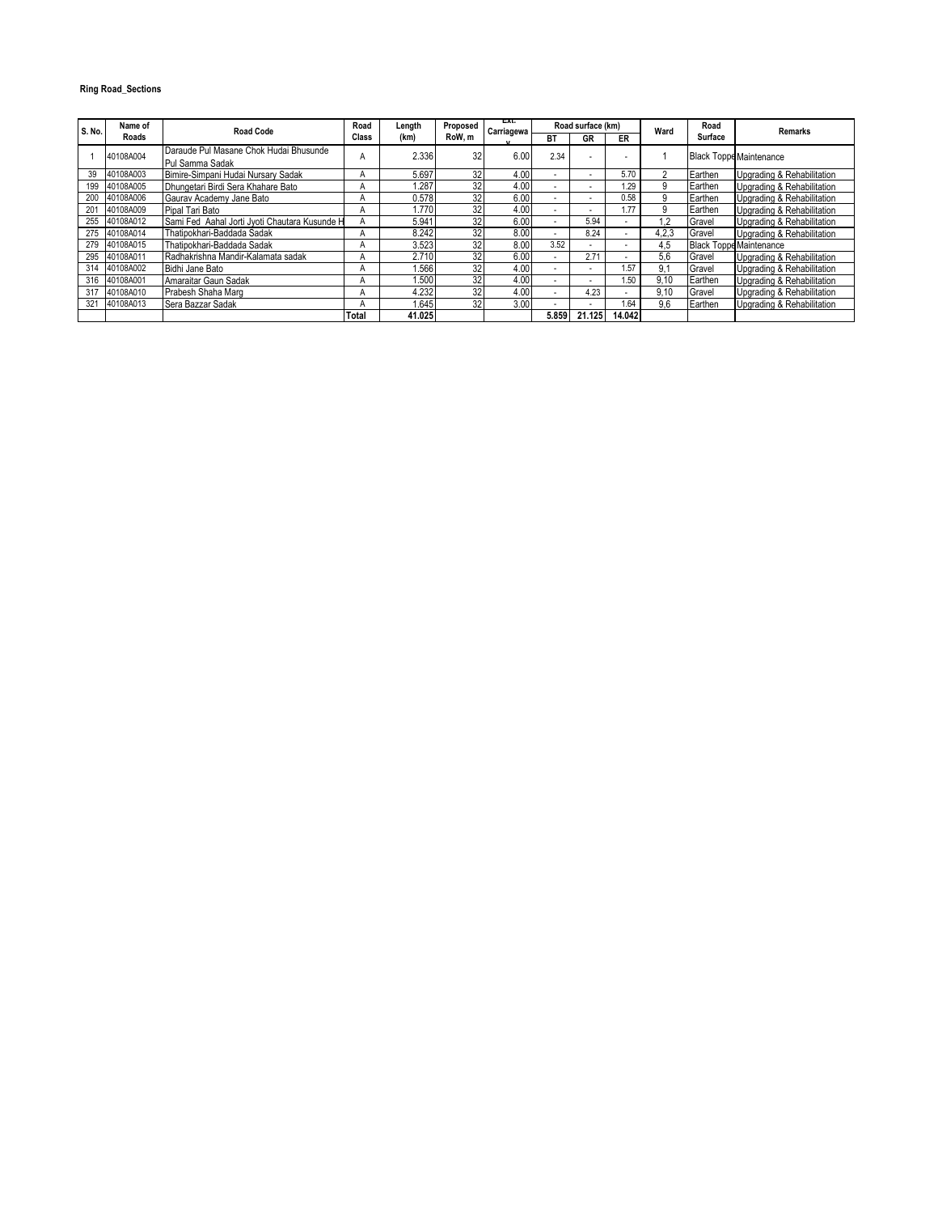**Ring Road_Sections**

| S. No. | Name of Roads | Road Code | Road Class | Length (km) | Proposed RoW, m | Ext. Carriageway | Road surface (km) | | | Ward | Road Surface | Remarks |
|---|---|---|---|---|---|---|---|---|---|---|---|---|
| | | | | | | | BT | GR | ER | | | |
| 1 | 40108A004 | Daraude Pul Masane Chok Hudai Bhusunde Pul Samma Sadak | A | 2.336 | 32 | 6.00 | 2.34 | - | - | 1 | Black Toppe | Maintenance |
| 39 | 40108A003 | Bimire-Simpani Hudai Nursary Sadak | A | 5.697 | 32 | 4.00 | - | - | 5.70 | 2 | Earthen | Upgrading & Rehabilitation |
| 199 | 40108A005 | Dhungetari Birdi Sera Khahare Bato | A | 1.287 | 32 | 4.00 | - | - | 1.29 | 9 | Earthen | Upgrading & Rehabilitation |
| 200 | 40108A006 | Gaurav Academy Jane Bato | A | 0.578 | 32 | 6.00 | - | - | 0.58 | 9 | Earthen | Upgrading & Rehabilitation |
| 201 | 40108A009 | Pipal Tari Bato | A | 1.770 | 32 | 4.00 | - | - | 1.77 | 9 | Earthen | Upgrading & Rehabilitation |
| 255 | 40108A012 | Sami Fed Aahal Jorti Jyoti Chautara Kusunde H | A | 5.941 | 32 | 6.00 | - | 5.94 | - | 1,2 | Gravel | Upgrading & Rehabilitation |
| 275 | 40108A014 | Thatipokhari-Baddada Sadak | A | 8.242 | 32 | 8.00 | - | 8.24 | - | 4,2,3 | Gravel | Upgrading & Rehabilitation |
| 279 | 40108A015 | Thatipokhari-Baddada Sadak | A | 3.523 | 32 | 8.00 | 3.52 | - | - | 4,5 | Black Toppe | Maintenance |
| 295 | 40108A011 | Radhakrishna Mandir-Kalamata sadak | A | 2.710 | 32 | 6.00 | - | 2.71 | - | 5,6 | Gravel | Upgrading & Rehabilitation |
| 314 | 40108A002 | Bidhi Jane Bato | A | 1.566 | 32 | 4.00 | - | - | 1.57 | 9,1 | Gravel | Upgrading & Rehabilitation |
| 316 | 40108A001 | Amaraitar Gaun Sadak | A | 1.500 | 32 | 4.00 | - | - | 1.50 | 9,10 | Earthen | Upgrading & Rehabilitation |
| 317 | 40108A010 | Prabesh Shaha Marg | A | 4.232 | 32 | 4.00 | - | 4.23 | - | 9,10 | Gravel | Upgrading & Rehabilitation |
| 321 | 40108A013 | Sera Bazzar Sadak | A | 1.645 | 32 | 3.00 | - | - | 1.64 | 9,6 | Earthen | Upgrading & Rehabilitation |
| | | | **Total** | **41.025** | | | **5.859** | **21.125** | **14.042** | | | |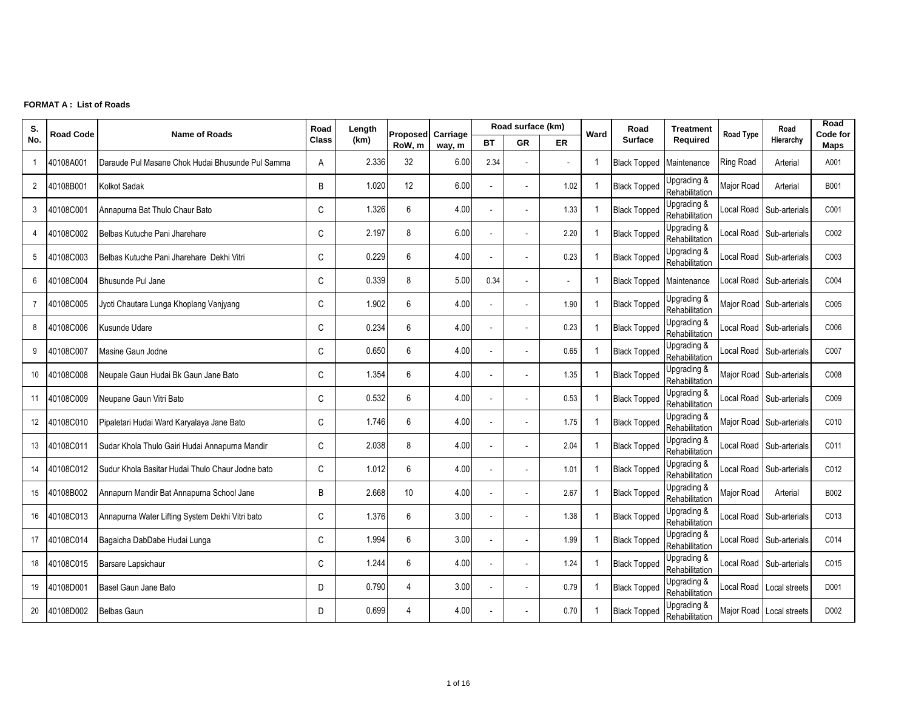**FORMAT A : List of Roads**

| S. No. | Road Code | Name of Roads | Road Class | Length (km) | Proposed RoW, m | Carriage way, m | Road surface (km) | | | Ward | Road Surface | Treatment Required | Road Type | Road Hierarchy | Road Code for Maps |
|---|---|---|---|---|---|---|---|---|---|---|---|---|---|---|---|
| | | | | | | | BT | GR | ER | | | | | | |
| 1 | 40108A001 | Daraude Pul Masane Chok Hudai Bhusunde Pul Samma | A | 2.336 | 32 | 6.00 | 2.34 | - | - | 1 | Black Topped | Maintenance | Ring Road | Arterial | A001 |
| 2 | 40108B001 | Kolkot Sadak | B | 1.020 | 12 | 6.00 | - | - | 1.02 | 1 | Black Topped | Upgrading & Rehabilitation | Major Road | Arterial | B001 |
| 3 | 40108C001 | Annapurna Bat Thulo Chaur Bato | C | 1.326 | 6 | 4.00 | - | - | 1.33 | 1 | Black Topped | Upgrading & Rehabilitation | Local Road | Sub-arterials | C001 |
| 4 | 40108C002 | Belbas Kutuche Pani Jharehare | C | 2.197 | 8 | 6.00 | - | - | 2.20 | 1 | Black Topped | Upgrading & Rehabilitation | Local Road | Sub-arterials | C002 |
| 5 | 40108C003 | Belbas Kutuche Pani Jharehare Dekhi Vitri | C | 0.229 | 6 | 4.00 | - | - | 0.23 | 1 | Black Topped | Upgrading & Rehabilitation | Local Road | Sub-arterials | C003 |
| 6 | 40108C004 | Bhusunde Pul Jane | C | 0.339 | 8 | 5.00 | 0.34 | - | - | 1 | Black Topped | Maintenance | Local Road | Sub-arterials | C004 |
| 7 | 40108C005 | Jyoti Chautara Lunga Khoplang Vanjyang | C | 1.902 | 6 | 4.00 | - | - | 1.90 | 1 | Black Topped | Upgrading & Rehabilitation | Major Road | Sub-arterials | C005 |
| 8 | 40108C006 | Kusunde Udare | C | 0.234 | 6 | 4.00 | - | - | 0.23 | 1 | Black Topped | Upgrading & Rehabilitation | Local Road | Sub-arterials | C006 |
| 9 | 40108C007 | Masine Gaun Jodne | C | 0.650 | 6 | 4.00 | - | - | 0.65 | 1 | Black Topped | Upgrading & Rehabilitation | Local Road | Sub-arterials | C007 |
| 10 | 40108C008 | Neupale Gaun Hudai Bk Gaun Jane Bato | C | 1.354 | 6 | 4.00 | - | - | 1.35 | 1 | Black Topped | Upgrading & Rehabilitation | Major Road | Sub-arterials | C008 |
| 11 | 40108C009 | Neupane Gaun Vitri Bato | C | 0.532 | 6 | 4.00 | - | - | 0.53 | 1 | Black Topped | Upgrading & Rehabilitation | Local Road | Sub-arterials | C009 |
| 12 | 40108C010 | Pipaletari Hudai Ward Karyalaya Jane Bato | C | 1.746 | 6 | 4.00 | - | - | 1.75 | 1 | Black Topped | Upgrading & Rehabilitation | Major Road | Sub-arterials | C010 |
| 13 | 40108C011 | Sudar Khola Thulo Gairi Hudai Annapurna Mandir | C | 2.038 | 8 | 4.00 | - | - | 2.04 | 1 | Black Topped | Upgrading & Rehabilitation | Local Road | Sub-arterials | C011 |
| 14 | 40108C012 | Sudur Khola Basitar Hudai Thulo Chaur Jodne bato | C | 1.012 | 6 | 4.00 | - | - | 1.01 | 1 | Black Topped | Upgrading & Rehabilitation | Local Road | Sub-arterials | C012 |
| 15 | 40108B002 | Annapurn Mandir Bat Annapurna School Jane | B | 2.668 | 10 | 4.00 | - | - | 2.67 | 1 | Black Topped | Upgrading & Rehabilitation | Major Road | Arterial | B002 |
| 16 | 40108C013 | Annapurna Water Lifting System Dekhi Vitri bato | C | 1.376 | 6 | 3.00 | - | - | 1.38 | 1 | Black Topped | Upgrading & Rehabilitation | Local Road | Sub-arterials | C013 |
| 17 | 40108C014 | Bagaicha DabDabe Hudai Lunga | C | 1.994 | 6 | 3.00 | - | - | 1.99 | 1 | Black Topped | Upgrading & Rehabilitation | Local Road | Sub-arterials | C014 |
| 18 | 40108C015 | Barsare Lapsichaur | C | 1.244 | 6 | 4.00 | - | - | 1.24 | 1 | Black Topped | Upgrading & Rehabilitation | Local Road | Sub-arterials | C015 |
| 19 | 40108D001 | Basel Gaun Jane Bato | D | 0.790 | 4 | 3.00 | - | - | 0.79 | 1 | Black Topped | Upgrading & Rehabilitation | Local Road | Local streets | D001 |
| 20 | 40108D002 | Belbas Gaun | D | 0.699 | 4 | 4.00 | - | - | 0.70 | 1 | Black Topped | Upgrading & Rehabilitation | Major Road | Local streets | D002 |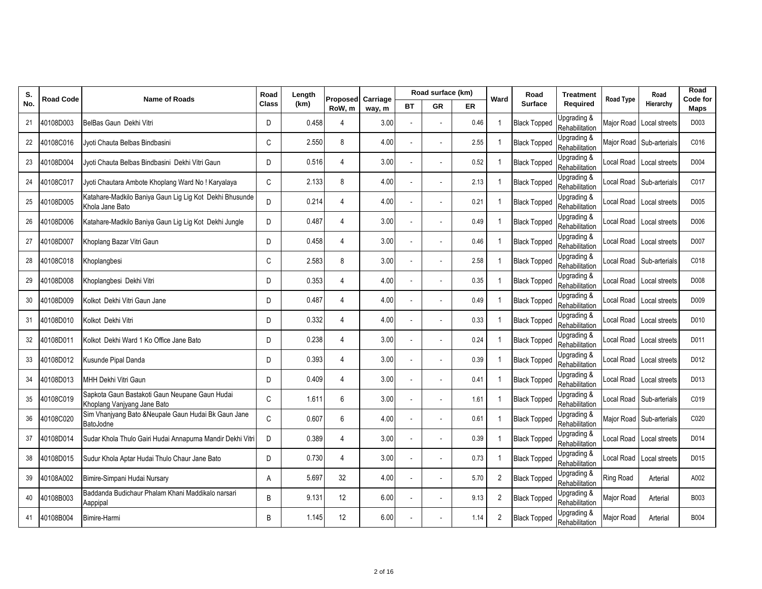| S. No. | Road Code | Name of Roads | Road Class | Length (km) | Proposed RoW, m | Carriage way, m | Road surface (km) | | | Ward | Road Surface | Treatment Required | Road Type | Road Hierarchy | Road Code for Maps |
|---|---|---|---|---|---|---|---|---|---|---|---|---|---|---|---|
| | | | | | | | BT | GR | ER | | | | | | |
| 21 | 40108D003 | BelBas Gaun Dekhi Vitri | D | 0.458 | 4 | 3.00 | - | - | 0.46 | 1 | Black Topped | Upgrading & Rehabilitation | Major Road | Local streets | D003 |
| 22 | 40108C016 | Jyoti Chauta Belbas Bindbasini | C | 2.550 | 8 | 4.00 | - | - | 2.55 | 1 | Black Topped | Upgrading & Rehabilitation | Major Road | Sub-arterials | C016 |
| 23 | 40108D004 | Jyoti Chauta Belbas Bindbasini Dekhi Vitri Gaun | D | 0.516 | 4 | 3.00 | - | - | 0.52 | 1 | Black Topped | Upgrading & Rehabilitation | Local Road | Local streets | D004 |
| 24 | 40108C017 | Jyoti Chautara Ambote Khoplang Ward No ! Karyalaya | C | 2.133 | 8 | 4.00 | - | - | 2.13 | 1 | Black Topped | Upgrading & Rehabilitation | Local Road | Sub-arterials | C017 |
| 25 | 40108D005 | Katahare-Madkilo Baniya Gaun Lig Lig Kot Dekhi Bhusunde Khola Jane Bato | D | 0.214 | 4 | 4.00 | - | - | 0.21 | 1 | Black Topped | Upgrading & Rehabilitation | Local Road | Local streets | D005 |
| 26 | 40108D006 | Katahare-Madkilo Baniya Gaun Lig Lig Kot Dekhi Jungle | D | 0.487 | 4 | 3.00 | - | - | 0.49 | 1 | Black Topped | Upgrading & Rehabilitation | Local Road | Local streets | D006 |
| 27 | 40108D007 | Khoplang Bazar Vitri Gaun | D | 0.458 | 4 | 3.00 | - | - | 0.46 | 1 | Black Topped | Upgrading & Rehabilitation | Local Road | Local streets | D007 |
| 28 | 40108C018 | Khoplangbesi | C | 2.583 | 8 | 3.00 | - | - | 2.58 | 1 | Black Topped | Upgrading & Rehabilitation | Local Road | Sub-arterials | C018 |
| 29 | 40108D008 | Khoplangbesi Dekhi Vitri | D | 0.353 | 4 | 4.00 | - | - | 0.35 | 1 | Black Topped | Upgrading & Rehabilitation | Local Road | Local streets | D008 |
| 30 | 40108D009 | Kolkot Dekhi Vitri Gaun Jane | D | 0.487 | 4 | 4.00 | - | - | 0.49 | 1 | Black Topped | Upgrading & Rehabilitation | Local Road | Local streets | D009 |
| 31 | 40108D010 | Kolkot Dekhi Vitri | D | 0.332 | 4 | 4.00 | - | - | 0.33 | 1 | Black Topped | Upgrading & Rehabilitation | Local Road | Local streets | D010 |
| 32 | 40108D011 | Kolkot Dekhi Ward 1 Ko Office Jane Bato | D | 0.238 | 4 | 3.00 | - | - | 0.24 | 1 | Black Topped | Upgrading & Rehabilitation | Local Road | Local streets | D011 |
| 33 | 40108D012 | Kusunde Pipal Danda | D | 0.393 | 4 | 3.00 | - | - | 0.39 | 1 | Black Topped | Upgrading & Rehabilitation | Local Road | Local streets | D012 |
| 34 | 40108D013 | MHH Dekhi Vitri Gaun | D | 0.409 | 4 | 3.00 | - | - | 0.41 | 1 | Black Topped | Upgrading & Rehabilitation | Local Road | Local streets | D013 |
| 35 | 40108C019 | Sapkota Gaun Bastakoti Gaun Neupane Gaun Hudai Khoplang Vanjyang Jane Bato | C | 1.611 | 6 | 3.00 | - | - | 1.61 | 1 | Black Topped | Upgrading & Rehabilitation | Local Road | Sub-arterials | C019 |
| 36 | 40108C020 | Sim Vhanjyang Bato &Neupale Gaun Hudai Bk Gaun Jane BatoJodne | C | 0.607 | 6 | 4.00 | - | - | 0.61 | 1 | Black Topped | Upgrading & Rehabilitation | Major Road | Sub-arterials | C020 |
| 37 | 40108D014 | Sudar Khola Thulo Gairi Hudai Annapurna Mandir Dekhi Vitri | D | 0.389 | 4 | 3.00 | - | - | 0.39 | 1 | Black Topped | Upgrading & Rehabilitation | Local Road | Local streets | D014 |
| 38 | 40108D015 | Sudur Khola Aptar Hudai Thulo Chaur Jane Bato | D | 0.730 | 4 | 3.00 | - | - | 0.73 | 1 | Black Topped | Upgrading & Rehabilitation | Local Road | Local streets | D015 |
| 39 | 40108A002 | Bimire-Simpani Hudai Nursary | A | 5.697 | 32 | 4.00 | - | - | 5.70 | 2 | Black Topped | Upgrading & Rehabilitation | Ring Road | Arterial | A002 |
| 40 | 40108B003 | Baddanda Budichaur Phalam Khani Maddikalo narsari Aappipal | B | 9.131 | 12 | 6.00 | - | - | 9.13 | 2 | Black Topped | Upgrading & Rehabilitation | Major Road | Arterial | B003 |
| 41 | 40108B004 | Bimire-Harmi | B | 1.145 | 12 | 6.00 | - | - | 1.14 | 2 | Black Topped | Upgrading & Rehabilitation | Major Road | Arterial | B004 |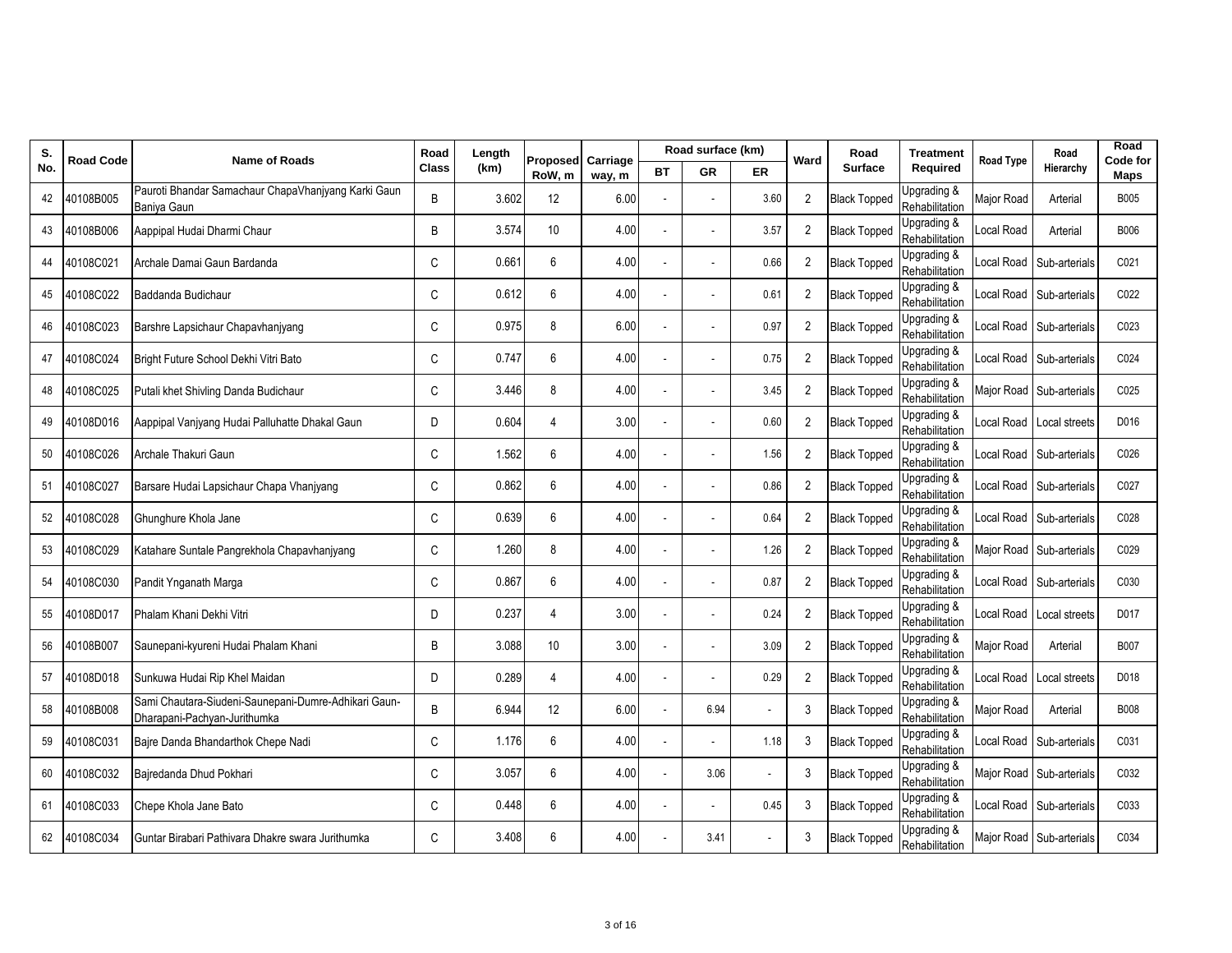| S. No. | Road Code | Name of Roads | Road Class | Length (km) | Proposed RoW, m | Carriage way, m | Road surface (km) | | | Ward | Road Surface | Treatment Required | Road Type | Road Hierarchy | Road Code for Maps |
|---|---|---|---|---|---|---|---|---|---|---|---|---|---|---|---|
| | | | | | | | BT | GR | ER | | | | | | |
| 42 | 40108B005 | Pauroti Bhandar Samachaur ChapaVhanjyang Karki Gaun Baniya Gaun | B | 3.602 | 12 | 6.00 | - | - | 3.60 | 2 | Black Topped | Upgrading & Rehabilitation | Major Road | Arterial | B005 |
| 43 | 40108B006 | Aappipal Hudai Dharmi Chaur | B | 3.574 | 10 | 4.00 | - | - | 3.57 | 2 | Black Topped | Upgrading & Rehabilitation | Local Road | Arterial | B006 |
| 44 | 40108C021 | Archale Damai Gaun Bardanda | C | 0.661 | 6 | 4.00 | - | - | 0.66 | 2 | Black Topped | Upgrading & Rehabilitation | Local Road | Sub-arterials | C021 |
| 45 | 40108C022 | Baddanda Budichaur | C | 0.612 | 6 | 4.00 | - | - | 0.61 | 2 | Black Topped | Upgrading & Rehabilitation | Local Road | Sub-arterials | C022 |
| 46 | 40108C023 | Barshre Lapsichaur Chapavhanjyang | C | 0.975 | 8 | 6.00 | - | - | 0.97 | 2 | Black Topped | Upgrading & Rehabilitation | Local Road | Sub-arterials | C023 |
| 47 | 40108C024 | Bright Future School Dekhi Vitri Bato | C | 0.747 | 6 | 4.00 | - | - | 0.75 | 2 | Black Topped | Upgrading & Rehabilitation | Local Road | Sub-arterials | C024 |
| 48 | 40108C025 | Putali khet Shivling Danda Budichaur | C | 3.446 | 8 | 4.00 | - | - | 3.45 | 2 | Black Topped | Upgrading & Rehabilitation | Major Road | Sub-arterials | C025 |
| 49 | 40108D016 | Aappipal Vanjyang Hudai Palluhatte Dhakal Gaun | D | 0.604 | 4 | 3.00 | - | - | 0.60 | 2 | Black Topped | Upgrading & Rehabilitation | Local Road | Local streets | D016 |
| 50 | 40108C026 | Archale Thakuri Gaun | C | 1.562 | 6 | 4.00 | - | - | 1.56 | 2 | Black Topped | Upgrading & Rehabilitation | Local Road | Sub-arterials | C026 |
| 51 | 40108C027 | Barsare Hudai Lapsichaur Chapa Vhanjyang | C | 0.862 | 6 | 4.00 | - | - | 0.86 | 2 | Black Topped | Upgrading & Rehabilitation | Local Road | Sub-arterials | C027 |
| 52 | 40108C028 | Ghunghure Khola Jane | C | 0.639 | 6 | 4.00 | - | - | 0.64 | 2 | Black Topped | Upgrading & Rehabilitation | Local Road | Sub-arterials | C028 |
| 53 | 40108C029 | Katahare Suntale Pangrekhola Chapavhanjyang | C | 1.260 | 8 | 4.00 | - | - | 1.26 | 2 | Black Topped | Upgrading & Rehabilitation | Major Road | Sub-arterials | C029 |
| 54 | 40108C030 | Pandit Ynganath Marga | C | 0.867 | 6 | 4.00 | - | - | 0.87 | 2 | Black Topped | Upgrading & Rehabilitation | Local Road | Sub-arterials | C030 |
| 55 | 40108D017 | Phalam Khani Dekhi Vitri | D | 0.237 | 4 | 3.00 | - | - | 0.24 | 2 | Black Topped | Upgrading & Rehabilitation | Local Road | Local streets | D017 |
| 56 | 40108B007 | Saunepani-kyureni Hudai Phalam Khani | B | 3.088 | 10 | 3.00 | - | - | 3.09 | 2 | Black Topped | Upgrading & Rehabilitation | Major Road | Arterial | B007 |
| 57 | 40108D018 | Sunkuwa Hudai Rip Khel Maidan | D | 0.289 | 4 | 4.00 | - | - | 0.29 | 2 | Black Topped | Upgrading & Rehabilitation | Local Road | Local streets | D018 |
| 58 | 40108B008 | Sami Chautara-Siudeni-Saunepani-Dumre-Adhikari Gaun-Dharapani-Pachyan-Jurithumka | B | 6.944 | 12 | 6.00 | - | 6.94 | - | 3 | Black Topped | Upgrading & Rehabilitation | Major Road | Arterial | B008 |
| 59 | 40108C031 | Bajre Danda Bhandarthok Chepe Nadi | C | 1.176 | 6 | 4.00 | - | - | 1.18 | 3 | Black Topped | Upgrading & Rehabilitation | Local Road | Sub-arterials | C031 |
| 60 | 40108C032 | Bajredanda Dhud Pokhari | C | 3.057 | 6 | 4.00 | - | 3.06 | - | 3 | Black Topped | Upgrading & Rehabilitation | Major Road | Sub-arterials | C032 |
| 61 | 40108C033 | Chepe Khola Jane Bato | C | 0.448 | 6 | 4.00 | - | - | 0.45 | 3 | Black Topped | Upgrading & Rehabilitation | Local Road | Sub-arterials | C033 |
| 62 | 40108C034 | Guntar Birabari Pathivara Dhakre swara Jurithumka | C | 3.408 | 6 | 4.00 | - | 3.41 | - | 3 | Black Topped | Upgrading & Rehabilitation | Major Road | Sub-arterials | C034 |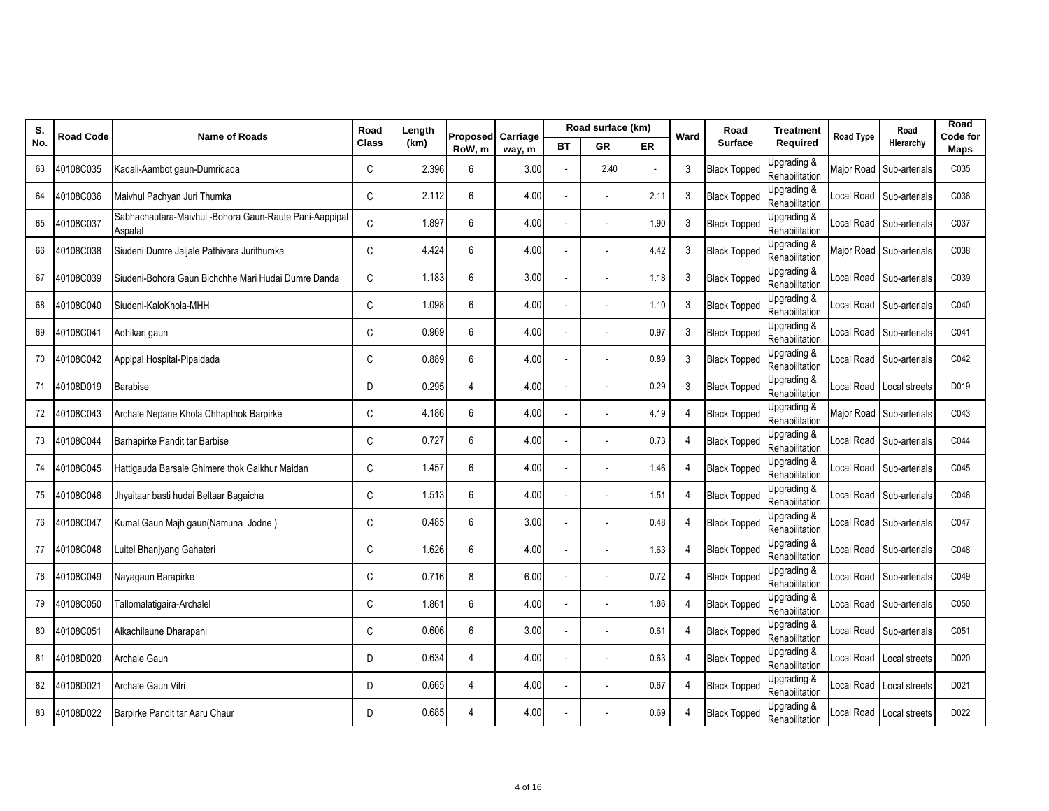| S. No. | Road Code | Name of Roads | Road Class | Length (km) | Proposed RoW, m | Carriage way, m | Road surface (km) | | | Ward | Road Surface | Treatment Required | Road Type | Road Hierarchy | Road Code for Maps |
|---|---|---|---|---|---|---|---|---|---|---|---|---|---|---|---|
| | | | | | | | BT | GR | ER | | | | | | |
| 63 | 40108C035 | Kadali-Aambot gaun-Dumridada | C | 2.396 | 6 | 3.00 | - | 2.40 | - | 3 | Black Topped | Upgrading & Rehabilitation | Major Road | Sub-arterials | C035 |
| 64 | 40108C036 | Maivhul Pachyan Juri Thumka | C | 2.112 | 6 | 4.00 | - | - | 2.11 | 3 | Black Topped | Upgrading & Rehabilitation | Local Road | Sub-arterials | C036 |
| 65 | 40108C037 | Sabhachautara-Maivhul -Bohora Gaun-Raute Pani-Aappipal Aspatal | C | 1.897 | 6 | 4.00 | - | - | 1.90 | 3 | Black Topped | Upgrading & Rehabilitation | Local Road | Sub-arterials | C037 |
| 66 | 40108C038 | Siudeni Dumre Jaljale Pathivara Jurithumka | C | 4.424 | 6 | 4.00 | - | - | 4.42 | 3 | Black Topped | Upgrading & Rehabilitation | Major Road | Sub-arterials | C038 |
| 67 | 40108C039 | Siudeni-Bohora Gaun Bichchhe Mari Hudai Dumre Danda | C | 1.183 | 6 | 3.00 | - | - | 1.18 | 3 | Black Topped | Upgrading & Rehabilitation | Local Road | Sub-arterials | C039 |
| 68 | 40108C040 | Siudeni-KaloKhola-MHH | C | 1.098 | 6 | 4.00 | - | - | 1.10 | 3 | Black Topped | Upgrading & Rehabilitation | Local Road | Sub-arterials | C040 |
| 69 | 40108C041 | Adhikari gaun | C | 0.969 | 6 | 4.00 | - | - | 0.97 | 3 | Black Topped | Upgrading & Rehabilitation | Local Road | Sub-arterials | C041 |
| 70 | 40108C042 | Appipal Hospital-Pipaldada | C | 0.889 | 6 | 4.00 | - | - | 0.89 | 3 | Black Topped | Upgrading & Rehabilitation | Local Road | Sub-arterials | C042 |
| 71 | 40108D019 | Barabise | D | 0.295 | 4 | 4.00 | - | - | 0.29 | 3 | Black Topped | Upgrading & Rehabilitation | Local Road | Local streets | D019 |
| 72 | 40108C043 | Archale Nepane Khola Chhapthok Barpirke | C | 4.186 | 6 | 4.00 | - | - | 4.19 | 4 | Black Topped | Upgrading & Rehabilitation | Major Road | Sub-arterials | C043 |
| 73 | 40108C044 | Barhapirke Pandit tar Barbise | C | 0.727 | 6 | 4.00 | - | - | 0.73 | 4 | Black Topped | Upgrading & Rehabilitation | Local Road | Sub-arterials | C044 |
| 74 | 40108C045 | Hattigauda Barsale Ghimere thok Gaikhur Maidan | C | 1.457 | 6 | 4.00 | - | - | 1.46 | 4 | Black Topped | Upgrading & Rehabilitation | Local Road | Sub-arterials | C045 |
| 75 | 40108C046 | Jhyaitaar basti hudai Beltaar Bagaicha | C | 1.513 | 6 | 4.00 | - | - | 1.51 | 4 | Black Topped | Upgrading & Rehabilitation | Local Road | Sub-arterials | C046 |
| 76 | 40108C047 | Kumal Gaun Majh gaun(Namuna Jodne ) | C | 0.485 | 6 | 3.00 | - | - | 0.48 | 4 | Black Topped | Upgrading & Rehabilitation | Local Road | Sub-arterials | C047 |
| 77 | 40108C048 | Luitel Bhanjyang Gahateri | C | 1.626 | 6 | 4.00 | - | - | 1.63 | 4 | Black Topped | Upgrading & Rehabilitation | Local Road | Sub-arterials | C048 |
| 78 | 40108C049 | Nayagaun Barapirke | C | 0.716 | 8 | 6.00 | - | - | 0.72 | 4 | Black Topped | Upgrading & Rehabilitation | Local Road | Sub-arterials | C049 |
| 79 | 40108C050 | Tallomalatigaira-Archalel | C | 1.861 | 6 | 4.00 | - | - | 1.86 | 4 | Black Topped | Upgrading & Rehabilitation | Local Road | Sub-arterials | C050 |
| 80 | 40108C051 | Alkachilaune Dharapani | C | 0.606 | 6 | 3.00 | - | - | 0.61 | 4 | Black Topped | Upgrading & Rehabilitation | Local Road | Sub-arterials | C051 |
| 81 | 40108D020 | Archale Gaun | D | 0.634 | 4 | 4.00 | - | - | 0.63 | 4 | Black Topped | Upgrading & Rehabilitation | Local Road | Local streets | D020 |
| 82 | 40108D021 | Archale Gaun Vitri | D | 0.665 | 4 | 4.00 | - | - | 0.67 | 4 | Black Topped | Upgrading & Rehabilitation | Local Road | Local streets | D021 |
| 83 | 40108D022 | Barpirke Pandit tar Aaru Chaur | D | 0.685 | 4 | 4.00 | - | - | 0.69 | 4 | Black Topped | Upgrading & Rehabilitation | Local Road | Local streets | D022 |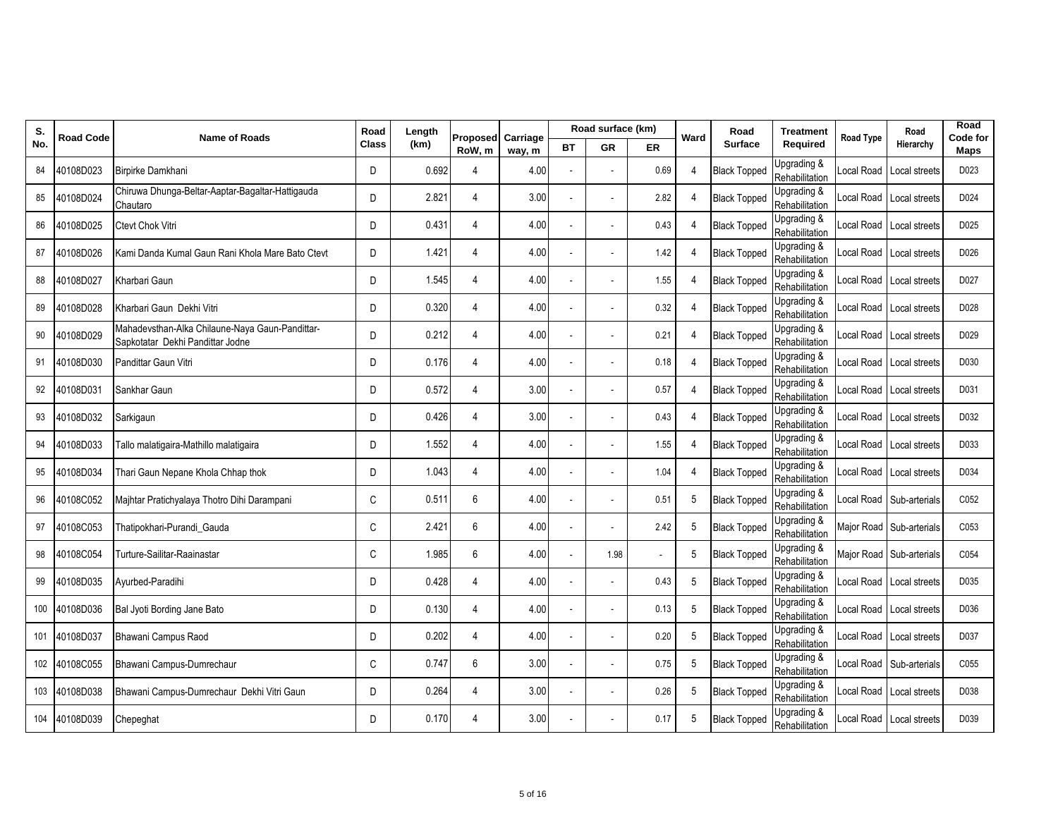| S. No. | Road Code | Name of Roads | Road Class | Length (km) | Proposed RoW, m | Carriage way, m | Road surface (km) | | | Ward | Road Surface | Treatment Required | Road Type | Road Hierarchy | Road Code for Maps |
|---|---|---|---|---|---|---|---|---|---|---|---|---|---|---|---|
| | | | | | | | BT | GR | ER | | | | | | |
| 84 | 40108D023 | Birpirke Damkhani | D | 0.692 | 4 | 4.00 | - | - | 0.69 | 4 | Black Topped | Upgrading & Rehabilitation | Local Road | Local streets | D023 |
| 85 | 40108D024 | Chiruwa Dhunga-Beltar-Aaptar-Bagaltar-Hattigauda Chautaro | D | 2.821 | 4 | 3.00 | - | - | 2.82 | 4 | Black Topped | Upgrading & Rehabilitation | Local Road | Local streets | D024 |
| 86 | 40108D025 | Ctevt Chok Vitri | D | 0.431 | 4 | 4.00 | - | - | 0.43 | 4 | Black Topped | Upgrading & Rehabilitation | Local Road | Local streets | D025 |
| 87 | 40108D026 | Kami Danda Kumal Gaun Rani Khola Mare Bato Ctevt | D | 1.421 | 4 | 4.00 | - | - | 1.42 | 4 | Black Topped | Upgrading & Rehabilitation | Local Road | Local streets | D026 |
| 88 | 40108D027 | Kharbari Gaun | D | 1.545 | 4 | 4.00 | - | - | 1.55 | 4 | Black Topped | Upgrading & Rehabilitation | Local Road | Local streets | D027 |
| 89 | 40108D028 | Kharbari Gaun Dekhi Vitri | D | 0.320 | 4 | 4.00 | - | - | 0.32 | 4 | Black Topped | Upgrading & Rehabilitation | Local Road | Local streets | D028 |
| 90 | 40108D029 | Mahadevsthan-Alka Chilaune-Naya Gaun-Pandittar-Sapkotatar Dekhi Pandittar Jodne | D | 0.212 | 4 | 4.00 | - | - | 0.21 | 4 | Black Topped | Upgrading & Rehabilitation | Local Road | Local streets | D029 |
| 91 | 40108D030 | Pandittar Gaun Vitri | D | 0.176 | 4 | 4.00 | - | - | 0.18 | 4 | Black Topped | Upgrading & Rehabilitation | Local Road | Local streets | D030 |
| 92 | 40108D031 | Sankhar Gaun | D | 0.572 | 4 | 3.00 | - | - | 0.57 | 4 | Black Topped | Upgrading & Rehabilitation | Local Road | Local streets | D031 |
| 93 | 40108D032 | Sarkigaun | D | 0.426 | 4 | 3.00 | - | - | 0.43 | 4 | Black Topped | Upgrading & Rehabilitation | Local Road | Local streets | D032 |
| 94 | 40108D033 | Tallo malatigaira-Mathillo malatigaira | D | 1.552 | 4 | 4.00 | - | - | 1.55 | 4 | Black Topped | Upgrading & Rehabilitation | Local Road | Local streets | D033 |
| 95 | 40108D034 | Thari Gaun Nepane Khola Chhap thok | D | 1.043 | 4 | 4.00 | - | - | 1.04 | 4 | Black Topped | Upgrading & Rehabilitation | Local Road | Local streets | D034 |
| 96 | 40108C052 | Majhtar Pratichyalaya Thotro Dihi Darampani | C | 0.511 | 6 | 4.00 | - | - | 0.51 | 5 | Black Topped | Upgrading & Rehabilitation | Local Road | Sub-arterials | C052 |
| 97 | 40108C053 | Thatipokhari-Purandi_Gauda | C | 2.421 | 6 | 4.00 | - | - | 2.42 | 5 | Black Topped | Upgrading & Rehabilitation | Major Road | Sub-arterials | C053 |
| 98 | 40108C054 | Turture-Sailitar-Raainastar | C | 1.985 | 6 | 4.00 | - | 1.98 | - | 5 | Black Topped | Upgrading & Rehabilitation | Major Road | Sub-arterials | C054 |
| 99 | 40108D035 | Ayurbed-Paradihi | D | 0.428 | 4 | 4.00 | - | - | 0.43 | 5 | Black Topped | Upgrading & Rehabilitation | Local Road | Local streets | D035 |
| 100 | 40108D036 | Bal Jyoti Bording Jane Bato | D | 0.130 | 4 | 4.00 | - | - | 0.13 | 5 | Black Topped | Upgrading & Rehabilitation | Local Road | Local streets | D036 |
| 101 | 40108D037 | Bhawani Campus Raod | D | 0.202 | 4 | 4.00 | - | - | 0.20 | 5 | Black Topped | Upgrading & Rehabilitation | Local Road | Local streets | D037 |
| 102 | 40108C055 | Bhawani Campus-Dumrechaur | C | 0.747 | 6 | 3.00 | - | - | 0.75 | 5 | Black Topped | Upgrading & Rehabilitation | Local Road | Sub-arterials | C055 |
| 103 | 40108D038 | Bhawani Campus-Dumrechaur Dekhi Vitri Gaun | D | 0.264 | 4 | 3.00 | - | - | 0.26 | 5 | Black Topped | Upgrading & Rehabilitation | Local Road | Local streets | D038 |
| 104 | 40108D039 | Chepeghat | D | 0.170 | 4 | 3.00 | - | - | 0.17 | 5 | Black Topped | Upgrading & Rehabilitation | Local Road | Local streets | D039 |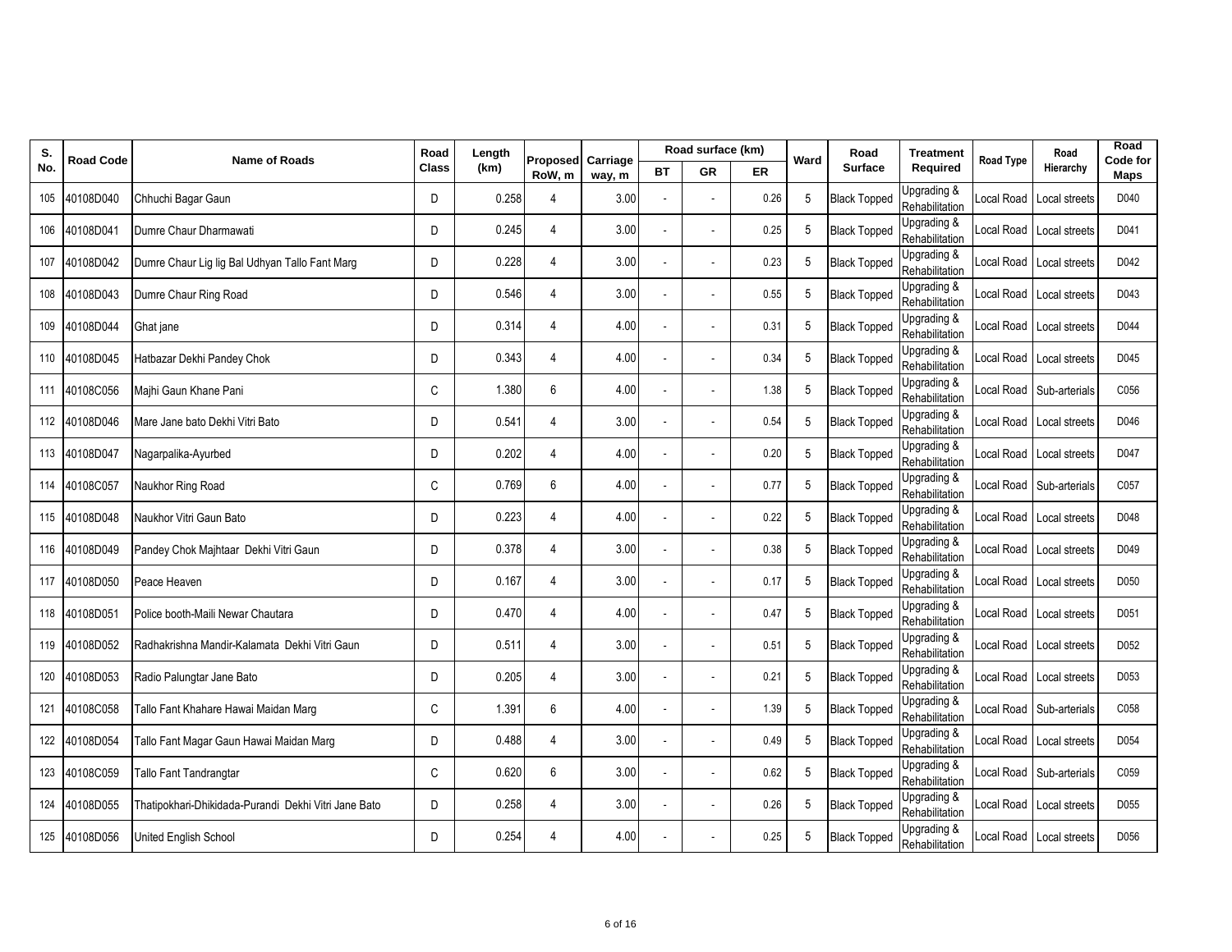| S. No. | Road Code | Name of Roads | Road Class | Length (km) | Proposed RoW, m | Carriage way, m | Road surface (km) | | | Ward | Road Surface | Treatment Required | Road Type | Road Hierarchy | Road Code for Maps |
|---|---|---|---|---|---|---|---|---|---|---|---|---|---|---|---|
| | | | | | | | BT | GR | ER | | | | | | |
| 105 | 40108D040 | Chhuchi Bagar Gaun | D | 0.258 | 4 | 3.00 | - | - | 0.26 | 5 | Black Topped | Upgrading & Rehabilitation | Local Road | Local streets | D040 |
| 106 | 40108D041 | Dumre Chaur Dharmawati | D | 0.245 | 4 | 3.00 | - | - | 0.25 | 5 | Black Topped | Upgrading & Rehabilitation | Local Road | Local streets | D041 |
| 107 | 40108D042 | Dumre Chaur Lig lig Bal Udhyan Tallo Fant Marg | D | 0.228 | 4 | 3.00 | - | - | 0.23 | 5 | Black Topped | Upgrading & Rehabilitation | Local Road | Local streets | D042 |
| 108 | 40108D043 | Dumre Chaur Ring Road | D | 0.546 | 4 | 3.00 | - | - | 0.55 | 5 | Black Topped | Upgrading & Rehabilitation | Local Road | Local streets | D043 |
| 109 | 40108D044 | Ghat jane | D | 0.314 | 4 | 4.00 | - | - | 0.31 | 5 | Black Topped | Upgrading & Rehabilitation | Local Road | Local streets | D044 |
| 110 | 40108D045 | Hatbazar Dekhi Pandey Chok | D | 0.343 | 4 | 4.00 | - | - | 0.34 | 5 | Black Topped | Upgrading & Rehabilitation | Local Road | Local streets | D045 |
| 111 | 40108C056 | Majhi Gaun Khane Pani | C | 1.380 | 6 | 4.00 | - | - | 1.38 | 5 | Black Topped | Upgrading & Rehabilitation | Local Road | Sub-arterials | C056 |
| 112 | 40108D046 | Mare Jane bato Dekhi Vitri Bato | D | 0.541 | 4 | 3.00 | - | - | 0.54 | 5 | Black Topped | Upgrading & Rehabilitation | Local Road | Local streets | D046 |
| 113 | 40108D047 | Nagarpalika-Ayurbed | D | 0.202 | 4 | 4.00 | - | - | 0.20 | 5 | Black Topped | Upgrading & Rehabilitation | Local Road | Local streets | D047 |
| 114 | 40108C057 | Naukhor Ring Road | C | 0.769 | 6 | 4.00 | - | - | 0.77 | 5 | Black Topped | Upgrading & Rehabilitation | Local Road | Sub-arterials | C057 |
| 115 | 40108D048 | Naukhor Vitri Gaun Bato | D | 0.223 | 4 | 4.00 | - | - | 0.22 | 5 | Black Topped | Upgrading & Rehabilitation | Local Road | Local streets | D048 |
| 116 | 40108D049 | Pandey Chok Majhtaar Dekhi Vitri Gaun | D | 0.378 | 4 | 3.00 | - | - | 0.38 | 5 | Black Topped | Upgrading & Rehabilitation | Local Road | Local streets | D049 |
| 117 | 40108D050 | Peace Heaven | D | 0.167 | 4 | 3.00 | - | - | 0.17 | 5 | Black Topped | Upgrading & Rehabilitation | Local Road | Local streets | D050 |
| 118 | 40108D051 | Police booth-Maili Newar Chautara | D | 0.470 | 4 | 4.00 | - | - | 0.47 | 5 | Black Topped | Upgrading & Rehabilitation | Local Road | Local streets | D051 |
| 119 | 40108D052 | Radhakrishna Mandir-Kalamata Dekhi Vitri Gaun | D | 0.511 | 4 | 3.00 | - | - | 0.51 | 5 | Black Topped | Upgrading & Rehabilitation | Local Road | Local streets | D052 |
| 120 | 40108D053 | Radio Palungtar Jane Bato | D | 0.205 | 4 | 3.00 | - | - | 0.21 | 5 | Black Topped | Upgrading & Rehabilitation | Local Road | Local streets | D053 |
| 121 | 40108C058 | Tallo Fant Khahare Hawai Maidan Marg | C | 1.391 | 6 | 4.00 | - | - | 1.39 | 5 | Black Topped | Upgrading & Rehabilitation | Local Road | Sub-arterials | C058 |
| 122 | 40108D054 | Tallo Fant Magar Gaun Hawai Maidan Marg | D | 0.488 | 4 | 3.00 | - | - | 0.49 | 5 | Black Topped | Upgrading & Rehabilitation | Local Road | Local streets | D054 |
| 123 | 40108C059 | Tallo Fant Tandrangtar | C | 0.620 | 6 | 3.00 | - | - | 0.62 | 5 | Black Topped | Upgrading & Rehabilitation | Local Road | Sub-arterials | C059 |
| 124 | 40108D055 | Thatipokhari-Dhikidada-Purandi Dekhi Vitri Jane Bato | D | 0.258 | 4 | 3.00 | - | - | 0.26 | 5 | Black Topped | Upgrading & Rehabilitation | Local Road | Local streets | D055 |
| 125 | 40108D056 | United English School | D | 0.254 | 4 | 4.00 | - | - | 0.25 | 5 | Black Topped | Upgrading & Rehabilitation | Local Road | Local streets | D056 |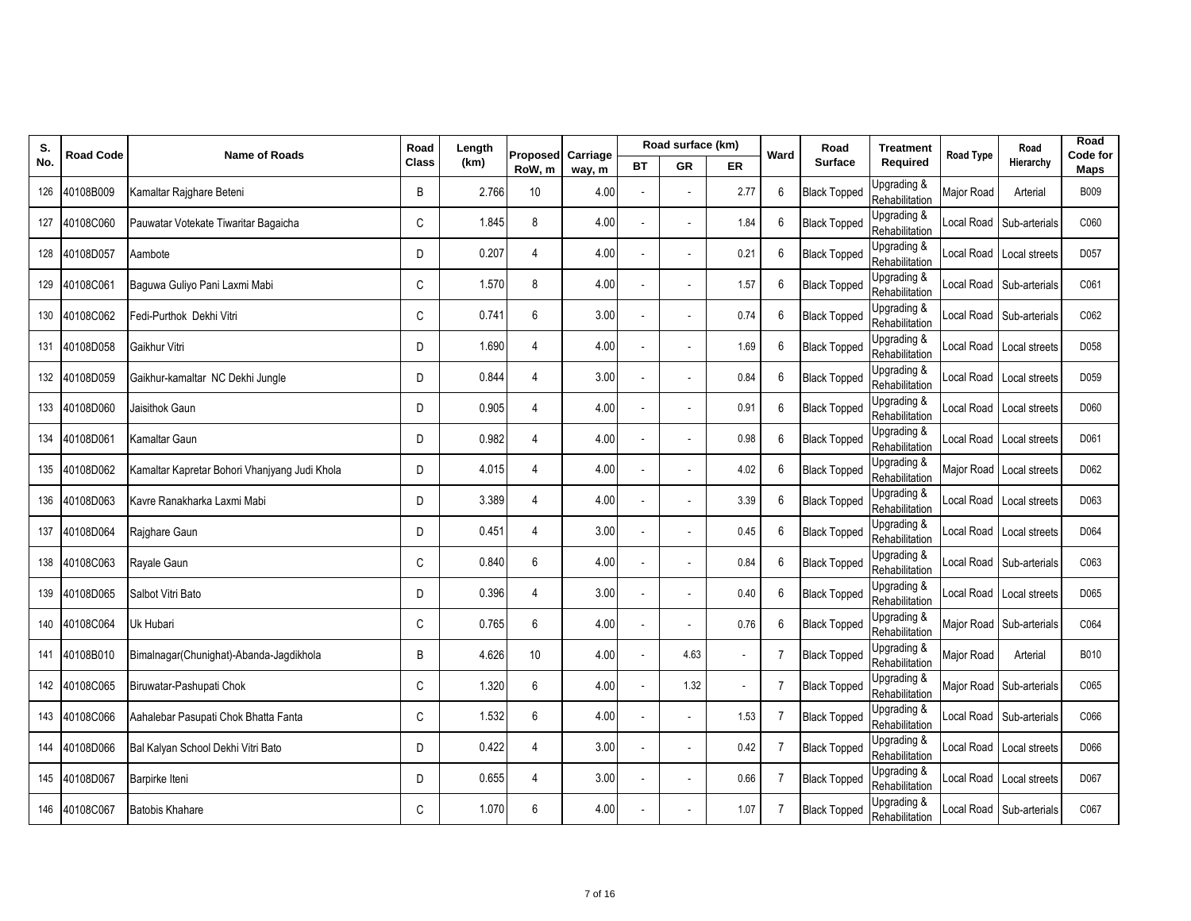| S. No. | Road Code | Name of Roads | Road Class | Length (km) | Proposed RoW, m | Carriage way, m | Road surface (km) | | | Ward | Road Surface | Treatment Required | Road Type | Road Hierarchy | Road Code for Maps |
|---|---|---|---|---|---|---|---|---|---|---|---|---|---|---|---|
| | | | | | | | BT | GR | ER | | | | | | |
| 126 | 40108B009 | Kamaltar Rajghare Beteni | B | 2.766 | 10 | 4.00 | - | - | 2.77 | 6 | Black Topped | Upgrading & Rehabilitation | Major Road | Arterial | B009 |
| 127 | 40108C060 | Pauwatar Votekate Tiwaritar Bagaicha | C | 1.845 | 8 | 4.00 | - | - | 1.84 | 6 | Black Topped | Upgrading & Rehabilitation | Local Road | Sub-arterials | C060 |
| 128 | 40108D057 | Aambote | D | 0.207 | 4 | 4.00 | - | - | 0.21 | 6 | Black Topped | Upgrading & Rehabilitation | Local Road | Local streets | D057 |
| 129 | 40108C061 | Baguwa Guliyo Pani Laxmi Mabi | C | 1.570 | 8 | 4.00 | - | - | 1.57 | 6 | Black Topped | Upgrading & Rehabilitation | Local Road | Sub-arterials | C061 |
| 130 | 40108C062 | Fedi-Purthok Dekhi Vitri | C | 0.741 | 6 | 3.00 | - | - | 0.74 | 6 | Black Topped | Upgrading & Rehabilitation | Local Road | Sub-arterials | C062 |
| 131 | 40108D058 | Gaikhur Vitri | D | 1.690 | 4 | 4.00 | - | - | 1.69 | 6 | Black Topped | Upgrading & Rehabilitation | Local Road | Local streets | D058 |
| 132 | 40108D059 | Gaikhur-kamaltar NC Dekhi Jungle | D | 0.844 | 4 | 3.00 | - | - | 0.84 | 6 | Black Topped | Upgrading & Rehabilitation | Local Road | Local streets | D059 |
| 133 | 40108D060 | Jaisithok Gaun | D | 0.905 | 4 | 4.00 | - | - | 0.91 | 6 | Black Topped | Upgrading & Rehabilitation | Local Road | Local streets | D060 |
| 134 | 40108D061 | Kamaltar Gaun | D | 0.982 | 4 | 4.00 | - | - | 0.98 | 6 | Black Topped | Upgrading & Rehabilitation | Local Road | Local streets | D061 |
| 135 | 40108D062 | Kamaltar Kapretar Bohori Vhanjyang Judi Khola | D | 4.015 | 4 | 4.00 | - | - | 4.02 | 6 | Black Topped | Upgrading & Rehabilitation | Major Road | Local streets | D062 |
| 136 | 40108D063 | Kavre Ranakharka Laxmi Mabi | D | 3.389 | 4 | 4.00 | - | - | 3.39 | 6 | Black Topped | Upgrading & Rehabilitation | Local Road | Local streets | D063 |
| 137 | 40108D064 | Rajghare Gaun | D | 0.451 | 4 | 3.00 | - | - | 0.45 | 6 | Black Topped | Upgrading & Rehabilitation | Local Road | Local streets | D064 |
| 138 | 40108C063 | Rayale Gaun | C | 0.840 | 6 | 4.00 | - | - | 0.84 | 6 | Black Topped | Upgrading & Rehabilitation | Local Road | Sub-arterials | C063 |
| 139 | 40108D065 | Salbot Vitri Bato | D | 0.396 | 4 | 3.00 | - | - | 0.40 | 6 | Black Topped | Upgrading & Rehabilitation | Local Road | Local streets | D065 |
| 140 | 40108C064 | Uk Hubari | C | 0.765 | 6 | 4.00 | - | - | 0.76 | 6 | Black Topped | Upgrading & Rehabilitation | Major Road | Sub-arterials | C064 |
| 141 | 40108B010 | Bimalnagar(Chunighat)-Abanda-Jagdikhola | B | 4.626 | 10 | 4.00 | - | 4.63 | - | 7 | Black Topped | Upgrading & Rehabilitation | Major Road | Arterial | B010 |
| 142 | 40108C065 | Biruwatar-Pashupati Chok | C | 1.320 | 6 | 4.00 | - | 1.32 | - | 7 | Black Topped | Upgrading & Rehabilitation | Major Road | Sub-arterials | C065 |
| 143 | 40108C066 | Aahalebar Pasupati Chok Bhatta Fanta | C | 1.532 | 6 | 4.00 | - | - | 1.53 | 7 | Black Topped | Upgrading & Rehabilitation | Local Road | Sub-arterials | C066 |
| 144 | 40108D066 | Bal Kalyan School Dekhi Vitri Bato | D | 0.422 | 4 | 3.00 | - | - | 0.42 | 7 | Black Topped | Upgrading & Rehabilitation | Local Road | Local streets | D066 |
| 145 | 40108D067 | Barpirke Iteni | D | 0.655 | 4 | 3.00 | - | - | 0.66 | 7 | Black Topped | Upgrading & Rehabilitation | Local Road | Local streets | D067 |
| 146 | 40108C067 | Batobis Khahare | C | 1.070 | 6 | 4.00 | - | - | 1.07 | 7 | Black Topped | Upgrading & Rehabilitation | Local Road | Sub-arterials | C067 |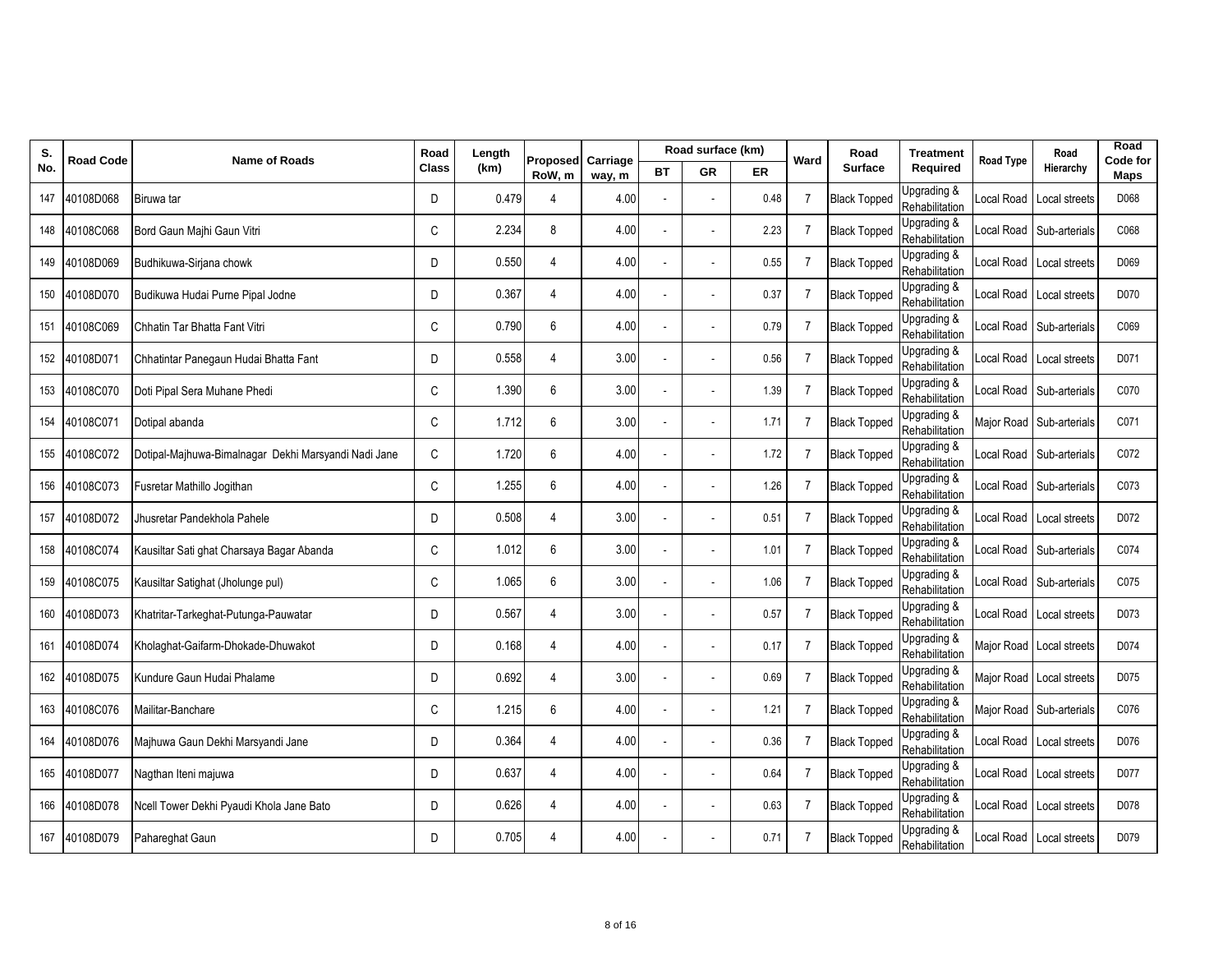| S. No. | Road Code | Name of Roads | Road Class | Length (km) | Proposed RoW, m | Carriage way, m | Road surface (km) | | | Ward | Road Surface | Treatment Required | Road Type | Road Hierarchy | Road Code for Maps |
|---|---|---|---|---|---|---|---|---|---|---|---|---|---|---|---|
| | | | | | | | BT | GR | ER | | | | | | |
| 147 | 40108D068 | Biruwa tar | D | 0.479 | 4 | 4.00 | - | - | 0.48 | 7 | Black Topped | Upgrading & Rehabilitation | Local Road | Local streets | D068 |
| 148 | 40108C068 | Bord Gaun Majhi Gaun Vitri | C | 2.234 | 8 | 4.00 | - | - | 2.23 | 7 | Black Topped | Upgrading & Rehabilitation | Local Road | Sub-arterials | C068 |
| 149 | 40108D069 | Budhikuwa-Sirjana chowk | D | 0.550 | 4 | 4.00 | - | - | 0.55 | 7 | Black Topped | Upgrading & Rehabilitation | Local Road | Local streets | D069 |
| 150 | 40108D070 | Budikuwa Hudai Purne Pipal Jodne | D | 0.367 | 4 | 4.00 | - | - | 0.37 | 7 | Black Topped | Upgrading & Rehabilitation | Local Road | Local streets | D070 |
| 151 | 40108C069 | Chhatin Tar Bhatta Fant Vitri | C | 0.790 | 6 | 4.00 | - | - | 0.79 | 7 | Black Topped | Upgrading & Rehabilitation | Local Road | Sub-arterials | C069 |
| 152 | 40108D071 | Chhatintar Panegaun Hudai Bhatta Fant | D | 0.558 | 4 | 3.00 | - | - | 0.56 | 7 | Black Topped | Upgrading & Rehabilitation | Local Road | Local streets | D071 |
| 153 | 40108C070 | Doti Pipal Sera Muhane Phedi | C | 1.390 | 6 | 3.00 | - | - | 1.39 | 7 | Black Topped | Upgrading & Rehabilitation | Local Road | Sub-arterials | C070 |
| 154 | 40108C071 | Dotipal abanda | C | 1.712 | 6 | 3.00 | - | - | 1.71 | 7 | Black Topped | Upgrading & Rehabilitation | Major Road | Sub-arterials | C071 |
| 155 | 40108C072 | Dotipal-Majhuwa-Bimalnagar Dekhi Marsyandi Nadi Jane | C | 1.720 | 6 | 4.00 | - | - | 1.72 | 7 | Black Topped | Upgrading & Rehabilitation | Local Road | Sub-arterials | C072 |
| 156 | 40108C073 | Fusretar Mathillo Jogithan | C | 1.255 | 6 | 4.00 | - | - | 1.26 | 7 | Black Topped | Upgrading & Rehabilitation | Local Road | Sub-arterials | C073 |
| 157 | 40108D072 | Jhusretar Pandekhola Pahele | D | 0.508 | 4 | 3.00 | - | - | 0.51 | 7 | Black Topped | Upgrading & Rehabilitation | Local Road | Local streets | D072 |
| 158 | 40108C074 | Kausiltar Sati ghat Charsaya Bagar Abanda | C | 1.012 | 6 | 3.00 | - | - | 1.01 | 7 | Black Topped | Upgrading & Rehabilitation | Local Road | Sub-arterials | C074 |
| 159 | 40108C075 | Kausiltar Satighat (Jholunge pul) | C | 1.065 | 6 | 3.00 | - | - | 1.06 | 7 | Black Topped | Upgrading & Rehabilitation | Local Road | Sub-arterials | C075 |
| 160 | 40108D073 | Khatritar-Tarkeghat-Putunga-Pauwatar | D | 0.567 | 4 | 3.00 | - | - | 0.57 | 7 | Black Topped | Upgrading & Rehabilitation | Local Road | Local streets | D073 |
| 161 | 40108D074 | Kholaghat-Gaifarm-Dhokade-Dhuwakot | D | 0.168 | 4 | 4.00 | - | - | 0.17 | 7 | Black Topped | Upgrading & Rehabilitation | Major Road | Local streets | D074 |
| 162 | 40108D075 | Kundure Gaun Hudai Phalame | D | 0.692 | 4 | 3.00 | - | - | 0.69 | 7 | Black Topped | Upgrading & Rehabilitation | Major Road | Local streets | D075 |
| 163 | 40108C076 | Mailitar-Banchare | C | 1.215 | 6 | 4.00 | - | - | 1.21 | 7 | Black Topped | Upgrading & Rehabilitation | Major Road | Sub-arterials | C076 |
| 164 | 40108D076 | Majhuwa Gaun Dekhi Marsyandi Jane | D | 0.364 | 4 | 4.00 | - | - | 0.36 | 7 | Black Topped | Upgrading & Rehabilitation | Local Road | Local streets | D076 |
| 165 | 40108D077 | Nagthan Iteni majuwa | D | 0.637 | 4 | 4.00 | - | - | 0.64 | 7 | Black Topped | Upgrading & Rehabilitation | Local Road | Local streets | D077 |
| 166 | 40108D078 | Ncell Tower Dekhi Pyaudi Khola Jane Bato | D | 0.626 | 4 | 4.00 | - | - | 0.63 | 7 | Black Topped | Upgrading & Rehabilitation | Local Road | Local streets | D078 |
| 167 | 40108D079 | Pahareghat Gaun | D | 0.705 | 4 | 4.00 | - | - | 0.71 | 7 | Black Topped | Upgrading & Rehabilitation | Local Road | Local streets | D079 |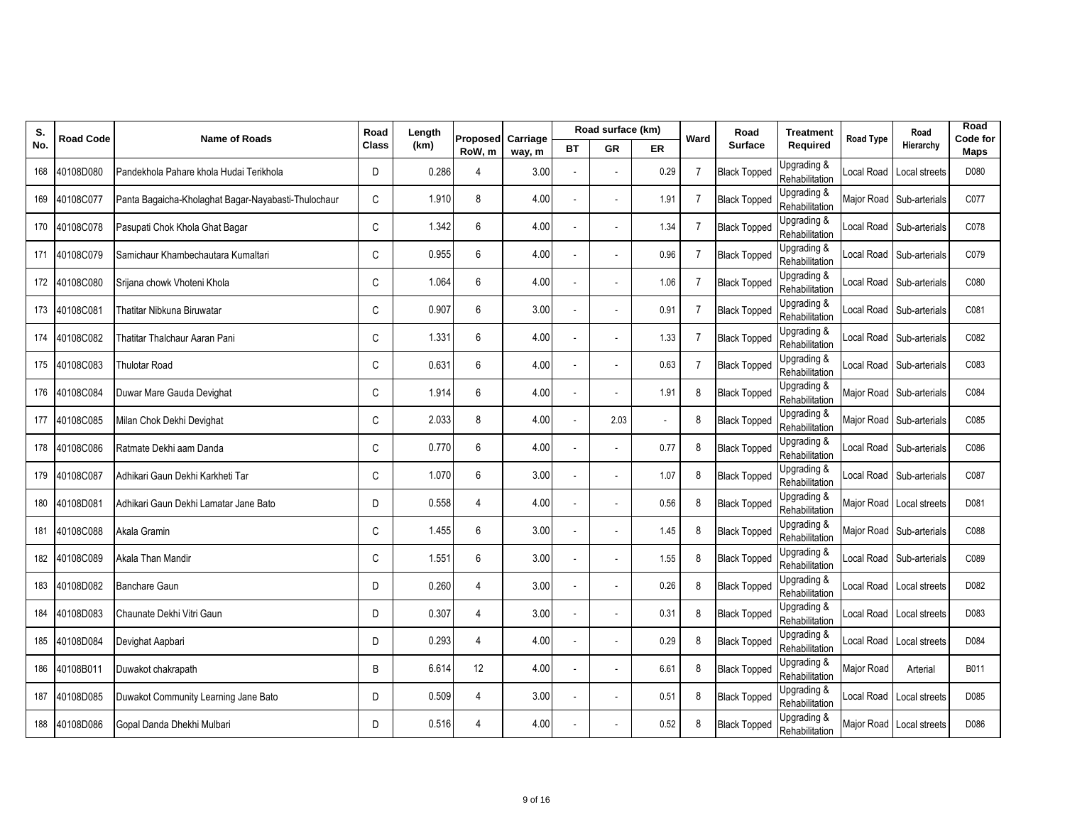| S. No. | Road Code | Name of Roads | Road Class | Length (km) | Proposed RoW, m | Carriage way, m | Road surface (km) | | | Ward | Road Surface | Treatment Required | Road Type | Road Hierarchy | Road Code for Maps |
|---|---|---|---|---|---|---|---|---|---|---|---|---|---|---|---|
| | | | | | | | BT | GR | ER | | | | | | |
| 168 | 40108D080 | Pandekhola Pahare khola Hudai Terikhola | D | 0.286 | 4 | 3.00 | - | - | 0.29 | 7 | Black Topped | Upgrading & Rehabilitation | Local Road | Local streets | D080 |
| 169 | 40108C077 | Panta Bagaicha-Kholaghat Bagar-Nayabasti-Thulochaur | C | 1.910 | 8 | 4.00 | - | - | 1.91 | 7 | Black Topped | Upgrading & Rehabilitation | Major Road | Sub-arterials | C077 |
| 170 | 40108C078 | Pasupati Chok Khola Ghat Bagar | C | 1.342 | 6 | 4.00 | - | - | 1.34 | 7 | Black Topped | Upgrading & Rehabilitation | Local Road | Sub-arterials | C078 |
| 171 | 40108C079 | Samichaur Khambechautara Kumaltari | C | 0.955 | 6 | 4.00 | - | - | 0.96 | 7 | Black Topped | Upgrading & Rehabilitation | Local Road | Sub-arterials | C079 |
| 172 | 40108C080 | Srijana chowk Vhoteni Khola | C | 1.064 | 6 | 4.00 | - | - | 1.06 | 7 | Black Topped | Upgrading & Rehabilitation | Local Road | Sub-arterials | C080 |
| 173 | 40108C081 | Thatitar Nibkuna Biruwatar | C | 0.907 | 6 | 3.00 | - | - | 0.91 | 7 | Black Topped | Upgrading & Rehabilitation | Local Road | Sub-arterials | C081 |
| 174 | 40108C082 | Thatitar Thalchaur Aaran Pani | C | 1.331 | 6 | 4.00 | - | - | 1.33 | 7 | Black Topped | Upgrading & Rehabilitation | Local Road | Sub-arterials | C082 |
| 175 | 40108C083 | Thulotar Road | C | 0.631 | 6 | 4.00 | - | - | 0.63 | 7 | Black Topped | Upgrading & Rehabilitation | Local Road | Sub-arterials | C083 |
| 176 | 40108C084 | Duwar Mare Gauda Devighat | C | 1.914 | 6 | 4.00 | - | - | 1.91 | 8 | Black Topped | Upgrading & Rehabilitation | Major Road | Sub-arterials | C084 |
| 177 | 40108C085 | Milan Chok Dekhi Devighat | C | 2.033 | 8 | 4.00 | - | 2.03 | - | 8 | Black Topped | Upgrading & Rehabilitation | Major Road | Sub-arterials | C085 |
| 178 | 40108C086 | Ratmate Dekhi aam Danda | C | 0.770 | 6 | 4.00 | - | - | 0.77 | 8 | Black Topped | Upgrading & Rehabilitation | Local Road | Sub-arterials | C086 |
| 179 | 40108C087 | Adhikari Gaun Dekhi Karkheti Tar | C | 1.070 | 6 | 3.00 | - | - | 1.07 | 8 | Black Topped | Upgrading & Rehabilitation | Local Road | Sub-arterials | C087 |
| 180 | 40108D081 | Adhikari Gaun Dekhi Lamatar Jane Bato | D | 0.558 | 4 | 4.00 | - | - | 0.56 | 8 | Black Topped | Upgrading & Rehabilitation | Major Road | Local streets | D081 |
| 181 | 40108C088 | Akala Gramin | C | 1.455 | 6 | 3.00 | - | - | 1.45 | 8 | Black Topped | Upgrading & Rehabilitation | Major Road | Sub-arterials | C088 |
| 182 | 40108C089 | Akala Than Mandir | C | 1.551 | 6 | 3.00 | - | - | 1.55 | 8 | Black Topped | Upgrading & Rehabilitation | Local Road | Sub-arterials | C089 |
| 183 | 40108D082 | Banchare Gaun | D | 0.260 | 4 | 3.00 | - | - | 0.26 | 8 | Black Topped | Upgrading & Rehabilitation | Local Road | Local streets | D082 |
| 184 | 40108D083 | Chaunate Dekhi Vitri Gaun | D | 0.307 | 4 | 3.00 | - | - | 0.31 | 8 | Black Topped | Upgrading & Rehabilitation | Local Road | Local streets | D083 |
| 185 | 40108D084 | Devighat Aapbari | D | 0.293 | 4 | 4.00 | - | - | 0.29 | 8 | Black Topped | Upgrading & Rehabilitation | Local Road | Local streets | D084 |
| 186 | 40108B011 | Duwakot chakrapath | B | 6.614 | 12 | 4.00 | - | - | 6.61 | 8 | Black Topped | Upgrading & Rehabilitation | Major Road | Arterial | B011 |
| 187 | 40108D085 | Duwakot Community Learning Jane Bato | D | 0.509 | 4 | 3.00 | - | - | 0.51 | 8 | Black Topped | Upgrading & Rehabilitation | Local Road | Local streets | D085 |
| 188 | 40108D086 | Gopal Danda Dhekhi Mulbari | D | 0.516 | 4 | 4.00 | - | - | 0.52 | 8 | Black Topped | Upgrading & Rehabilitation | Major Road | Local streets | D086 |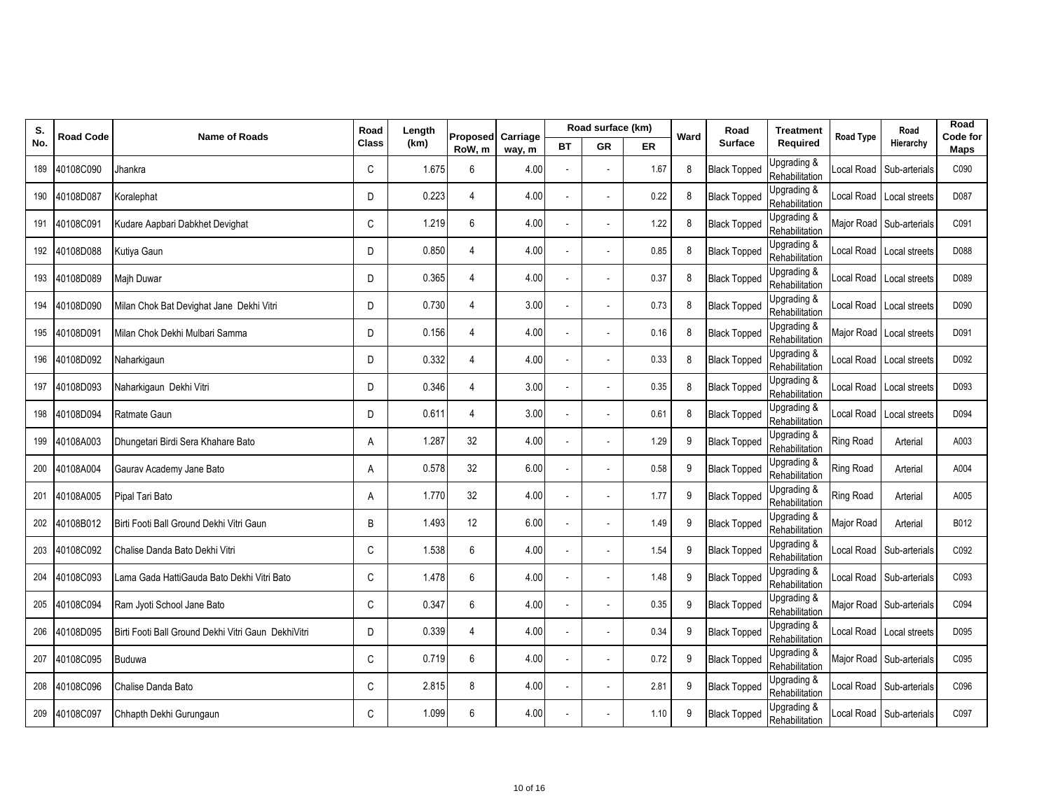| S. No. | Road Code | Name of Roads | Road Class | Length (km) | Proposed RoW, m | Carriage way, m | Road surface (km) | | | Ward | Road Surface | Treatment Required | Road Type | Road Hierarchy | Road Code for Maps |
|---|---|---|---|---|---|---|---|---|---|---|---|---|---|---|---|
| | | | | | | | BT | GR | ER | | | | | | |
| 189 | 40108C090 | Jhankra | C | 1.675 | 6 | 4.00 | - | - | 1.67 | 8 | Black Topped | Upgrading & Rehabilitation | Local Road | Sub-arterials | C090 |
| 190 | 40108D087 | Koralephat | D | 0.223 | 4 | 4.00 | - | - | 0.22 | 8 | Black Topped | Upgrading & Rehabilitation | Local Road | Local streets | D087 |
| 191 | 40108C091 | Kudare Aapbari Dabkhet Devighat | C | 1.219 | 6 | 4.00 | - | - | 1.22 | 8 | Black Topped | Upgrading & Rehabilitation | Major Road | Sub-arterials | C091 |
| 192 | 40108D088 | Kutiya Gaun | D | 0.850 | 4 | 4.00 | - | - | 0.85 | 8 | Black Topped | Upgrading & Rehabilitation | Local Road | Local streets | D088 |
| 193 | 40108D089 | Majh Duwar | D | 0.365 | 4 | 4.00 | - | - | 0.37 | 8 | Black Topped | Upgrading & Rehabilitation | Local Road | Local streets | D089 |
| 194 | 40108D090 | Milan Chok Bat Devighat Jane Dekhi Vitri | D | 0.730 | 4 | 3.00 | - | - | 0.73 | 8 | Black Topped | Upgrading & Rehabilitation | Local Road | Local streets | D090 |
| 195 | 40108D091 | Milan Chok Dekhi Mulbari Samma | D | 0.156 | 4 | 4.00 | - | - | 0.16 | 8 | Black Topped | Upgrading & Rehabilitation | Major Road | Local streets | D091 |
| 196 | 40108D092 | Naharkigaun | D | 0.332 | 4 | 4.00 | - | - | 0.33 | 8 | Black Topped | Upgrading & Rehabilitation | Local Road | Local streets | D092 |
| 197 | 40108D093 | Naharkigaun Dekhi Vitri | D | 0.346 | 4 | 3.00 | - | - | 0.35 | 8 | Black Topped | Upgrading & Rehabilitation | Local Road | Local streets | D093 |
| 198 | 40108D094 | Ratmate Gaun | D | 0.611 | 4 | 3.00 | - | - | 0.61 | 8 | Black Topped | Upgrading & Rehabilitation | Local Road | Local streets | D094 |
| 199 | 40108A003 | Dhungetari Birdi Sera Khahare Bato | A | 1.287 | 32 | 4.00 | - | - | 1.29 | 9 | Black Topped | Upgrading & Rehabilitation | Ring Road | Arterial | A003 |
| 200 | 40108A004 | Gaurav Academy Jane Bato | A | 0.578 | 32 | 6.00 | - | - | 0.58 | 9 | Black Topped | Upgrading & Rehabilitation | Ring Road | Arterial | A004 |
| 201 | 40108A005 | Pipal Tari Bato | A | 1.770 | 32 | 4.00 | - | - | 1.77 | 9 | Black Topped | Upgrading & Rehabilitation | Ring Road | Arterial | A005 |
| 202 | 40108B012 | Birti Footi Ball Ground Dekhi Vitri Gaun | B | 1.493 | 12 | 6.00 | - | - | 1.49 | 9 | Black Topped | Upgrading & Rehabilitation | Major Road | Arterial | B012 |
| 203 | 40108C092 | Chalise Danda Bato Dekhi Vitri | C | 1.538 | 6 | 4.00 | - | - | 1.54 | 9 | Black Topped | Upgrading & Rehabilitation | Local Road | Sub-arterials | C092 |
| 204 | 40108C093 | Lama Gada HattiGauda Bato Dekhi Vitri Bato | C | 1.478 | 6 | 4.00 | - | - | 1.48 | 9 | Black Topped | Upgrading & Rehabilitation | Local Road | Sub-arterials | C093 |
| 205 | 40108C094 | Ram Jyoti School Jane Bato | C | 0.347 | 6 | 4.00 | - | - | 0.35 | 9 | Black Topped | Upgrading & Rehabilitation | Major Road | Sub-arterials | C094 |
| 206 | 40108D095 | Birti Footi Ball Ground Dekhi Vitri Gaun DekhiVitri | D | 0.339 | 4 | 4.00 | - | - | 0.34 | 9 | Black Topped | Upgrading & Rehabilitation | Local Road | Local streets | D095 |
| 207 | 40108C095 | Buduwa | C | 0.719 | 6 | 4.00 | - | - | 0.72 | 9 | Black Topped | Upgrading & Rehabilitation | Major Road | Sub-arterials | C095 |
| 208 | 40108C096 | Chalise Danda Bato | C | 2.815 | 8 | 4.00 | - | - | 2.81 | 9 | Black Topped | Upgrading & Rehabilitation | Local Road | Sub-arterials | C096 |
| 209 | 40108C097 | Chhapth Dekhi Gurungaun | C | 1.099 | 6 | 4.00 | - | - | 1.10 | 9 | Black Topped | Upgrading & Rehabilitation | Local Road | Sub-arterials | C097 |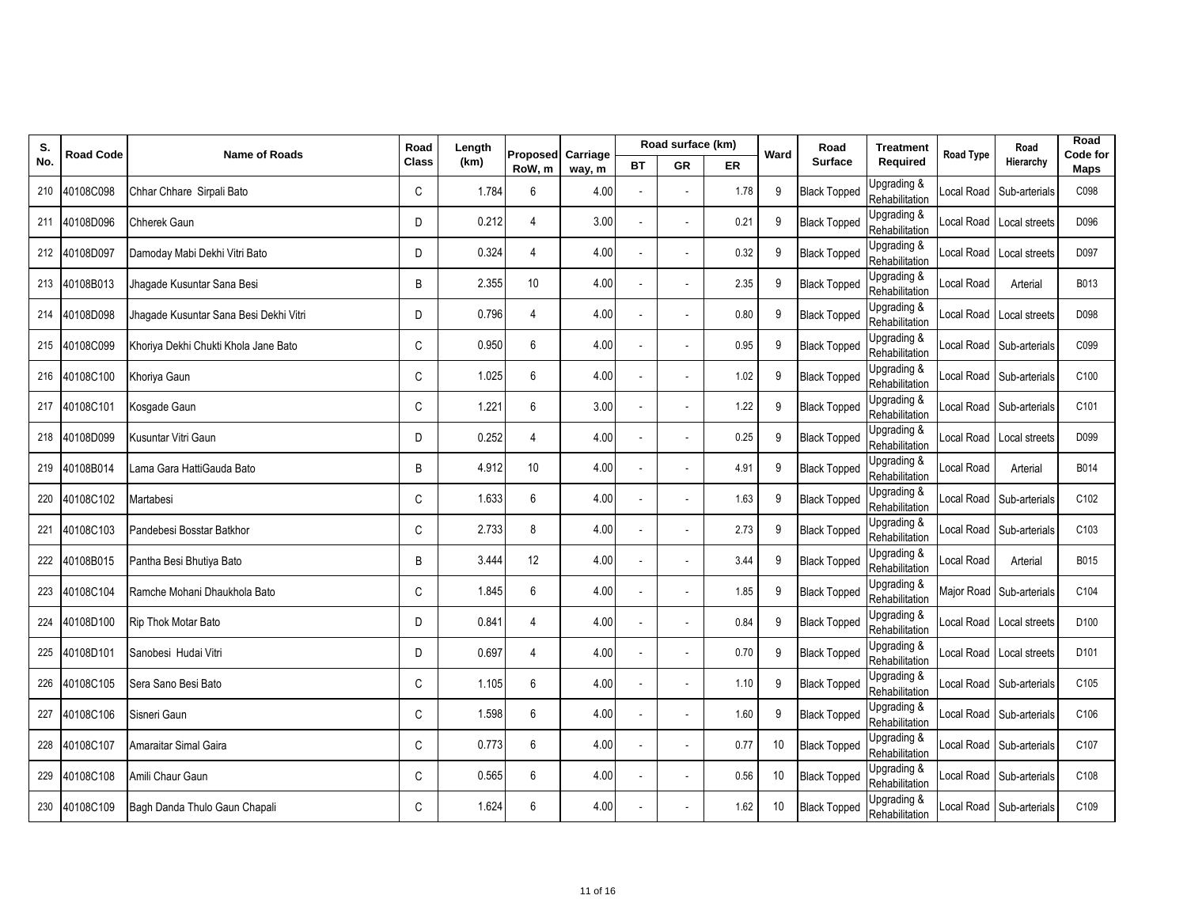| S. No. | Road Code | Name of Roads | Road Class | Length (km) | Proposed RoW, m | Carriage way, m | Road surface (km) | | | Ward | Road Surface | Treatment Required | Road Type | Road Hierarchy | Road Code for Maps |
|---|---|---|---|---|---|---|---|---|---|---|---|---|---|---|---|
| | | | | | | | BT | GR | ER | | | | | | |
| 210 | 40108C098 | Chhar Chhare Sirpali Bato | C | 1.784 | 6 | 4.00 | - | - | 1.78 | 9 | Black Topped | Upgrading & Rehabilitation | Local Road | Sub-arterials | C098 |
| 211 | 40108D096 | Chherek Gaun | D | 0.212 | 4 | 3.00 | - | - | 0.21 | 9 | Black Topped | Upgrading & Rehabilitation | Local Road | Local streets | D096 |
| 212 | 40108D097 | Damoday Mabi Dekhi Vitri Bato | D | 0.324 | 4 | 4.00 | - | - | 0.32 | 9 | Black Topped | Upgrading & Rehabilitation | Local Road | Local streets | D097 |
| 213 | 40108B013 | Jhagade Kusuntar Sana Besi | B | 2.355 | 10 | 4.00 | - | - | 2.35 | 9 | Black Topped | Upgrading & Rehabilitation | Local Road | Arterial | B013 |
| 214 | 40108D098 | Jhagade Kusuntar Sana Besi Dekhi Vitri | D | 0.796 | 4 | 4.00 | - | - | 0.80 | 9 | Black Topped | Upgrading & Rehabilitation | Local Road | Local streets | D098 |
| 215 | 40108C099 | Khoriya Dekhi Chukti Khola Jane Bato | C | 0.950 | 6 | 4.00 | - | - | 0.95 | 9 | Black Topped | Upgrading & Rehabilitation | Local Road | Sub-arterials | C099 |
| 216 | 40108C100 | Khoriya Gaun | C | 1.025 | 6 | 4.00 | - | - | 1.02 | 9 | Black Topped | Upgrading & Rehabilitation | Local Road | Sub-arterials | C100 |
| 217 | 40108C101 | Kosgade Gaun | C | 1.221 | 6 | 3.00 | - | - | 1.22 | 9 | Black Topped | Upgrading & Rehabilitation | Local Road | Sub-arterials | C101 |
| 218 | 40108D099 | Kusuntar Vitri Gaun | D | 0.252 | 4 | 4.00 | - | - | 0.25 | 9 | Black Topped | Upgrading & Rehabilitation | Local Road | Local streets | D099 |
| 219 | 40108B014 | Lama Gara HattiGauda Bato | B | 4.912 | 10 | 4.00 | - | - | 4.91 | 9 | Black Topped | Upgrading & Rehabilitation | Local Road | Arterial | B014 |
| 220 | 40108C102 | Martabesi | C | 1.633 | 6 | 4.00 | - | - | 1.63 | 9 | Black Topped | Upgrading & Rehabilitation | Local Road | Sub-arterials | C102 |
| 221 | 40108C103 | Pandebesi Bosstar Batkhor | C | 2.733 | 8 | 4.00 | - | - | 2.73 | 9 | Black Topped | Upgrading & Rehabilitation | Local Road | Sub-arterials | C103 |
| 222 | 40108B015 | Pantha Besi Bhutiya Bato | B | 3.444 | 12 | 4.00 | - | - | 3.44 | 9 | Black Topped | Upgrading & Rehabilitation | Local Road | Arterial | B015 |
| 223 | 40108C104 | Ramche Mohani Dhaukhola Bato | C | 1.845 | 6 | 4.00 | - | - | 1.85 | 9 | Black Topped | Upgrading & Rehabilitation | Major Road | Sub-arterials | C104 |
| 224 | 40108D100 | Rip Thok Motar Bato | D | 0.841 | 4 | 4.00 | - | - | 0.84 | 9 | Black Topped | Upgrading & Rehabilitation | Local Road | Local streets | D100 |
| 225 | 40108D101 | Sanobesi Hudai Vitri | D | 0.697 | 4 | 4.00 | - | - | 0.70 | 9 | Black Topped | Upgrading & Rehabilitation | Local Road | Local streets | D101 |
| 226 | 40108C105 | Sera Sano Besi Bato | C | 1.105 | 6 | 4.00 | - | - | 1.10 | 9 | Black Topped | Upgrading & Rehabilitation | Local Road | Sub-arterials | C105 |
| 227 | 40108C106 | Sisneri Gaun | C | 1.598 | 6 | 4.00 | - | - | 1.60 | 9 | Black Topped | Upgrading & Rehabilitation | Local Road | Sub-arterials | C106 |
| 228 | 40108C107 | Amaraitar Simal Gaira | C | 0.773 | 6 | 4.00 | - | - | 0.77 | 10 | Black Topped | Upgrading & Rehabilitation | Local Road | Sub-arterials | C107 |
| 229 | 40108C108 | Amili Chaur Gaun | C | 0.565 | 6 | 4.00 | - | - | 0.56 | 10 | Black Topped | Upgrading & Rehabilitation | Local Road | Sub-arterials | C108 |
| 230 | 40108C109 | Bagh Danda Thulo Gaun Chapali | C | 1.624 | 6 | 4.00 | - | - | 1.62 | 10 | Black Topped | Upgrading & Rehabilitation | Local Road | Sub-arterials | C109 |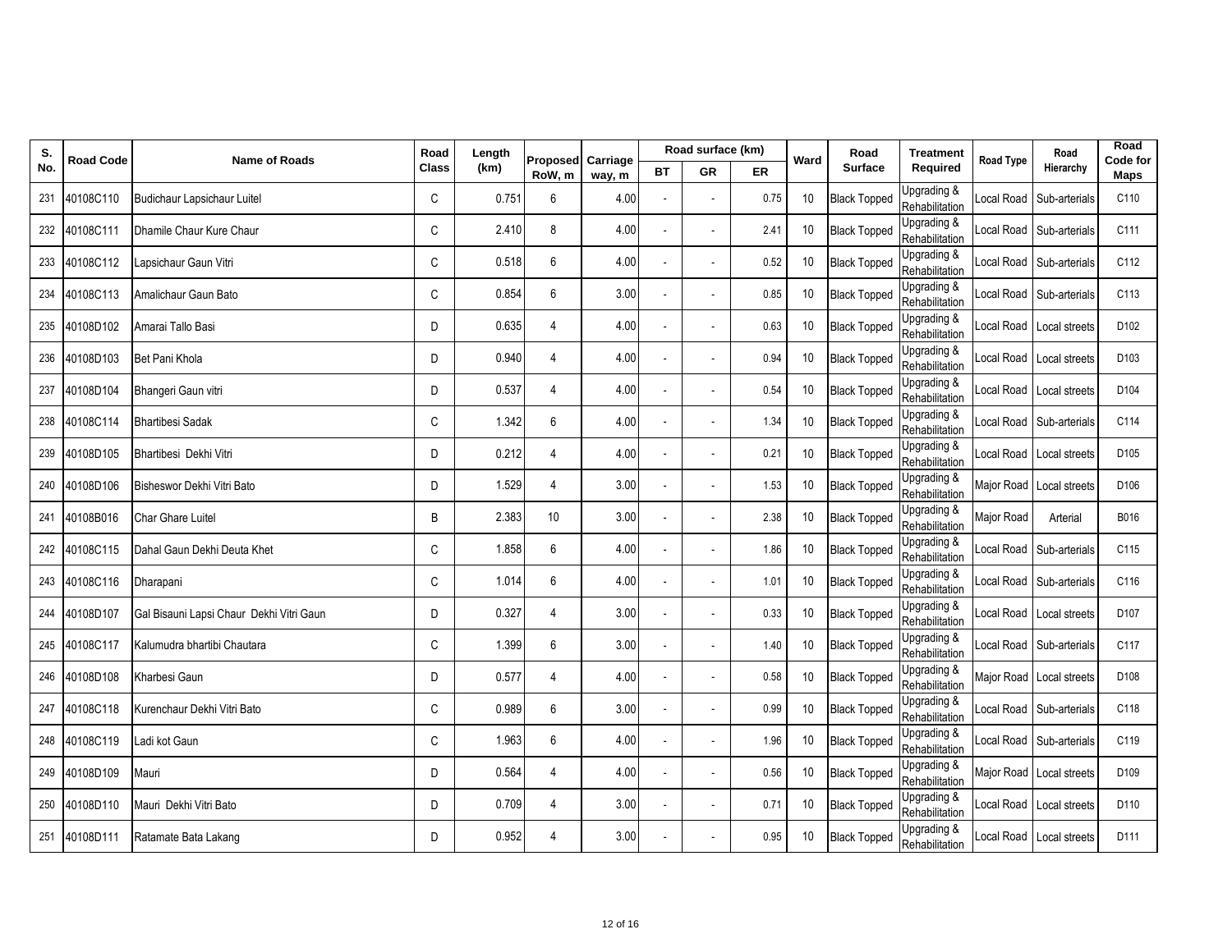| S. No. | Road Code | Name of Roads | Road Class | Length (km) | Proposed RoW, m | Carriage way, m | Road surface (km) | | | Ward | Road Surface | Treatment Required | Road Type | Road Hierarchy | Road Code for Maps |
|---|---|---|---|---|---|---|---|---|---|---|---|---|---|---|---|
| | | | | | | | BT | GR | ER | | | | | | |
| 231 | 40108C110 | Budichaur Lapsichaur Luitel | C | 0.751 | 6 | 4.00 | - | - | 0.75 | 10 | Black Topped | Upgrading & Rehabilitation | Local Road | Sub-arterials | C110 |
| 232 | 40108C111 | Dhamile Chaur Kure Chaur | C | 2.410 | 8 | 4.00 | - | - | 2.41 | 10 | Black Topped | Upgrading & Rehabilitation | Local Road | Sub-arterials | C111 |
| 233 | 40108C112 | Lapsichaur Gaun Vitri | C | 0.518 | 6 | 4.00 | - | - | 0.52 | 10 | Black Topped | Upgrading & Rehabilitation | Local Road | Sub-arterials | C112 |
| 234 | 40108C113 | Amalichaur Gaun Bato | C | 0.854 | 6 | 3.00 | - | - | 0.85 | 10 | Black Topped | Upgrading & Rehabilitation | Local Road | Sub-arterials | C113 |
| 235 | 40108D102 | Amarai Tallo Basi | D | 0.635 | 4 | 4.00 | - | - | 0.63 | 10 | Black Topped | Upgrading & Rehabilitation | Local Road | Local streets | D102 |
| 236 | 40108D103 | Bet Pani Khola | D | 0.940 | 4 | 4.00 | - | - | 0.94 | 10 | Black Topped | Upgrading & Rehabilitation | Local Road | Local streets | D103 |
| 237 | 40108D104 | Bhangeri Gaun vitri | D | 0.537 | 4 | 4.00 | - | - | 0.54 | 10 | Black Topped | Upgrading & Rehabilitation | Local Road | Local streets | D104 |
| 238 | 40108C114 | Bhartibesi Sadak | C | 1.342 | 6 | 4.00 | - | - | 1.34 | 10 | Black Topped | Upgrading & Rehabilitation | Local Road | Sub-arterials | C114 |
| 239 | 40108D105 | Bhartibesi Dekhi Vitri | D | 0.212 | 4 | 4.00 | - | - | 0.21 | 10 | Black Topped | Upgrading & Rehabilitation | Local Road | Local streets | D105 |
| 240 | 40108D106 | Bisheswor Dekhi Vitri Bato | D | 1.529 | 4 | 3.00 | - | - | 1.53 | 10 | Black Topped | Upgrading & Rehabilitation | Major Road | Local streets | D106 |
| 241 | 40108B016 | Char Ghare Luitel | B | 2.383 | 10 | 3.00 | - | - | 2.38 | 10 | Black Topped | Upgrading & Rehabilitation | Major Road | Arterial | B016 |
| 242 | 40108C115 | Dahal Gaun Dekhi Deuta Khet | C | 1.858 | 6 | 4.00 | - | - | 1.86 | 10 | Black Topped | Upgrading & Rehabilitation | Local Road | Sub-arterials | C115 |
| 243 | 40108C116 | Dharapani | C | 1.014 | 6 | 4.00 | - | - | 1.01 | 10 | Black Topped | Upgrading & Rehabilitation | Local Road | Sub-arterials | C116 |
| 244 | 40108D107 | Gal Bisauni Lapsi Chaur Dekhi Vitri Gaun | D | 0.327 | 4 | 3.00 | - | - | 0.33 | 10 | Black Topped | Upgrading & Rehabilitation | Local Road | Local streets | D107 |
| 245 | 40108C117 | Kalumudra bhartibi Chautara | C | 1.399 | 6 | 3.00 | - | - | 1.40 | 10 | Black Topped | Upgrading & Rehabilitation | Local Road | Sub-arterials | C117 |
| 246 | 40108D108 | Kharbesi Gaun | D | 0.577 | 4 | 4.00 | - | - | 0.58 | 10 | Black Topped | Upgrading & Rehabilitation | Major Road | Local streets | D108 |
| 247 | 40108C118 | Kurenchaur Dekhi Vitri Bato | C | 0.989 | 6 | 3.00 | - | - | 0.99 | 10 | Black Topped | Upgrading & Rehabilitation | Local Road | Sub-arterials | C118 |
| 248 | 40108C119 | Ladi kot Gaun | C | 1.963 | 6 | 4.00 | - | - | 1.96 | 10 | Black Topped | Upgrading & Rehabilitation | Local Road | Sub-arterials | C119 |
| 249 | 40108D109 | Mauri | D | 0.564 | 4 | 4.00 | - | - | 0.56 | 10 | Black Topped | Upgrading & Rehabilitation | Major Road | Local streets | D109 |
| 250 | 40108D110 | Mauri Dekhi Vitri Bato | D | 0.709 | 4 | 3.00 | - | - | 0.71 | 10 | Black Topped | Upgrading & Rehabilitation | Local Road | Local streets | D110 |
| 251 | 40108D111 | Ratamate Bata Lakang | D | 0.952 | 4 | 3.00 | - | - | 0.95 | 10 | Black Topped | Upgrading & Rehabilitation | Local Road | Local streets | D111 |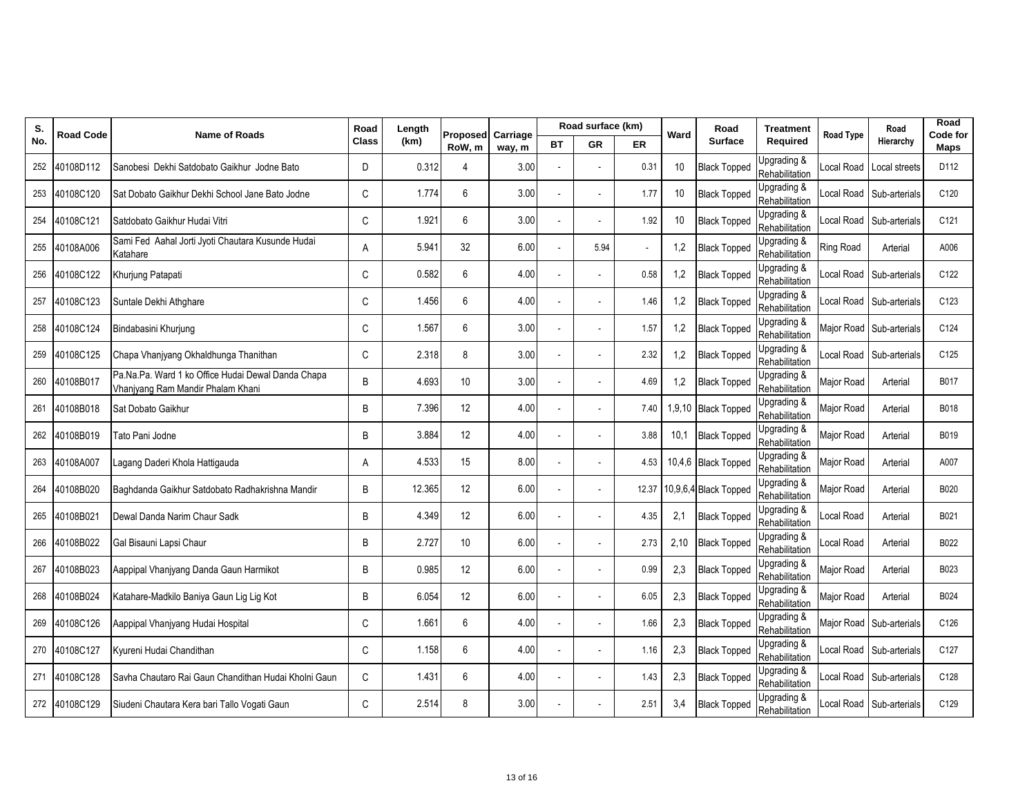| S. No. | Road Code | Name of Roads | Road Class | Length (km) | Proposed RoW, m | Carriage way, m | Road surface (km) | | | Ward | Road Surface | Treatment Required | Road Type | Road Hierarchy | Road Code for Maps |
|---|---|---|---|---|---|---|---|---|---|---|---|---|---|---|---|
| | | | | | | | BT | GR | ER | | | | | | |
| 252 | 40108D112 | Sanobesi Dekhi Satdobato Gaikhur Jodne Bato | D | 0.312 | 4 | 3.00 | - | - | 0.31 | 10 | Black Topped | Upgrading & Rehabilitation | Local Road | Local streets | D112 |
| 253 | 40108C120 | Sat Dobato Gaikhur Dekhi School Jane Bato Jodne | C | 1.774 | 6 | 3.00 | - | - | 1.77 | 10 | Black Topped | Upgrading & Rehabilitation | Local Road | Sub-arterials | C120 |
| 254 | 40108C121 | Satdobato Gaikhur Hudai Vitri | C | 1.921 | 6 | 3.00 | - | - | 1.92 | 10 | Black Topped | Upgrading & Rehabilitation | Local Road | Sub-arterials | C121 |
| 255 | 40108A006 | Sami Fed Aahal Jorti Jyoti Chautara Kusunde Hudai Katahare | A | 5.941 | 32 | 6.00 | - | 5.94 | - | 1,2 | Black Topped | Upgrading & Rehabilitation | Ring Road | Arterial | A006 |
| 256 | 40108C122 | Khurjung Patapati | C | 0.582 | 6 | 4.00 | - | - | 0.58 | 1,2 | Black Topped | Upgrading & Rehabilitation | Local Road | Sub-arterials | C122 |
| 257 | 40108C123 | Suntale Dekhi Athghare | C | 1.456 | 6 | 4.00 | - | - | 1.46 | 1,2 | Black Topped | Upgrading & Rehabilitation | Local Road | Sub-arterials | C123 |
| 258 | 40108C124 | Bindabasini Khurjung | C | 1.567 | 6 | 3.00 | - | - | 1.57 | 1,2 | Black Topped | Upgrading & Rehabilitation | Major Road | Sub-arterials | C124 |
| 259 | 40108C125 | Chapa Vhanjyang Okhaldhunga Thanithan | C | 2.318 | 8 | 3.00 | - | - | 2.32 | 1,2 | Black Topped | Upgrading & Rehabilitation | Local Road | Sub-arterials | C125 |
| 260 | 40108B017 | Pa.Na.Pa. Ward 1 ko Office Hudai Dewal Danda Chapa Vhanjyang Ram Mandir Phalam Khani | B | 4.693 | 10 | 3.00 | - | - | 4.69 | 1,2 | Black Topped | Upgrading & Rehabilitation | Major Road | Arterial | B017 |
| 261 | 40108B018 | Sat Dobato Gaikhur | B | 7.396 | 12 | 4.00 | - | - | 7.40 | 1,9,10 | Black Topped | Upgrading & Rehabilitation | Major Road | Arterial | B018 |
| 262 | 40108B019 | Tato Pani Jodne | B | 3.884 | 12 | 4.00 | - | - | 3.88 | 10,1 | Black Topped | Upgrading & Rehabilitation | Major Road | Arterial | B019 |
| 263 | 40108A007 | Lagang Daderi Khola Hattigauda | A | 4.533 | 15 | 8.00 | - | - | 4.53 | 10,4,6 | Black Topped | Upgrading & Rehabilitation | Major Road | Arterial | A007 |
| 264 | 40108B020 | Baghdanda Gaikhur Satdobato Radhakrishna Mandir | B | 12.365 | 12 | 6.00 | - | - | 12.37 | 10,9,6,4 | Black Topped | Upgrading & Rehabilitation | Major Road | Arterial | B020 |
| 265 | 40108B021 | Dewal Danda Narim Chaur Sadk | B | 4.349 | 12 | 6.00 | - | - | 4.35 | 2,1 | Black Topped | Upgrading & Rehabilitation | Local Road | Arterial | B021 |
| 266 | 40108B022 | Gal Bisauni Lapsi Chaur | B | 2.727 | 10 | 6.00 | - | - | 2.73 | 2,10 | Black Topped | Upgrading & Rehabilitation | Local Road | Arterial | B022 |
| 267 | 40108B023 | Aappipal Vhanjyang Danda Gaun Harmikot | B | 0.985 | 12 | 6.00 | - | - | 0.99 | 2,3 | Black Topped | Upgrading & Rehabilitation | Major Road | Arterial | B023 |
| 268 | 40108B024 | Katahare-Madkilo Baniya Gaun Lig Lig Kot | B | 6.054 | 12 | 6.00 | - | - | 6.05 | 2,3 | Black Topped | Upgrading & Rehabilitation | Major Road | Arterial | B024 |
| 269 | 40108C126 | Aappipal Vhanjyang Hudai Hospital | C | 1.661 | 6 | 4.00 | - | - | 1.66 | 2,3 | Black Topped | Upgrading & Rehabilitation | Major Road | Sub-arterials | C126 |
| 270 | 40108C127 | Kyureni Hudai Chandithan | C | 1.158 | 6 | 4.00 | - | - | 1.16 | 2,3 | Black Topped | Upgrading & Rehabilitation | Local Road | Sub-arterials | C127 |
| 271 | 40108C128 | Savha Chautaro Rai Gaun Chandithan Hudai Kholni Gaun | C | 1.431 | 6 | 4.00 | - | - | 1.43 | 2,3 | Black Topped | Upgrading & Rehabilitation | Local Road | Sub-arterials | C128 |
| 272 | 40108C129 | Siudeni Chautara Kera bari Tallo Vogati Gaun | C | 2.514 | 8 | 3.00 | - | - | 2.51 | 3,4 | Black Topped | Upgrading & Rehabilitation | Local Road | Sub-arterials | C129 |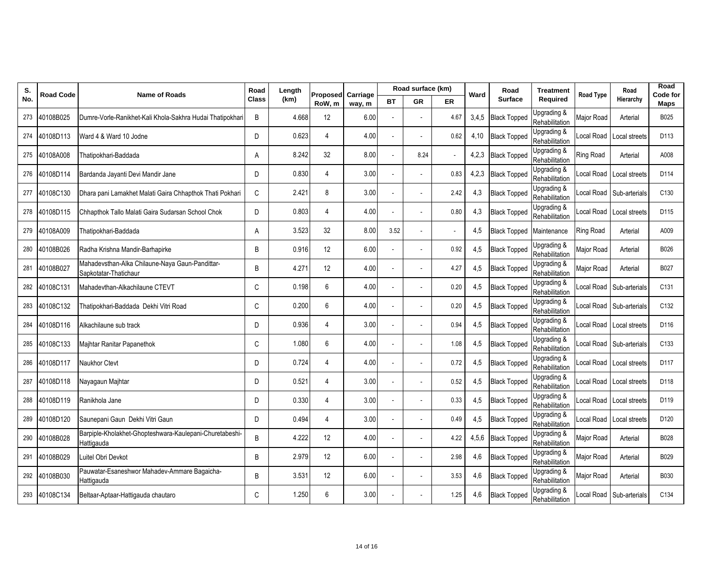| S. No. | Road Code | Name of Roads | Road Class | Length (km) | Proposed RoW, m | Carriage way, m | Road surface (km) | | | Ward | Road Surface | Treatment Required | Road Type | Road Hierarchy | Road Code for Maps |
|---|---|---|---|---|---|---|---|---|---|---|---|---|---|---|---|
| | | | | | | | BT | GR | ER | | | | | | |
| 273 | 40108B025 | Dumre-Vorle-Ranikhet-Kali Khola-Sakhra Hudai Thatipokhari | B | 4.668 | 12 | 6.00 | - | - | 4.67 | 3,4,5 | Black Topped | Upgrading & Rehabilitation | Major Road | Arterial | B025 |
| 274 | 40108D113 | Ward 4 & Ward 10 Jodne | D | 0.623 | 4 | 4.00 | - | - | 0.62 | 4,10 | Black Topped | Upgrading & Rehabilitation | Local Road | Local streets | D113 |
| 275 | 40108A008 | Thatipokhari-Baddada | A | 8.242 | 32 | 8.00 | - | 8.24 | - | 4,2,3 | Black Topped | Upgrading & Rehabilitation | Ring Road | Arterial | A008 |
| 276 | 40108D114 | Bardanda Jayanti Devi Mandir Jane | D | 0.830 | 4 | 3.00 | - | - | 0.83 | 4,2,3 | Black Topped | Upgrading & Rehabilitation | Local Road | Local streets | D114 |
| 277 | 40108C130 | Dhara pani Lamakhet Malati Gaira Chhapthok Thati Pokhari | C | 2.421 | 8 | 3.00 | - | - | 2.42 | 4,3 | Black Topped | Upgrading & Rehabilitation | Local Road | Sub-arterials | C130 |
| 278 | 40108D115 | Chhapthok Tallo Malati Gaira Sudarsan School Chok | D | 0.803 | 4 | 4.00 | - | - | 0.80 | 4,3 | Black Topped | Upgrading & Rehabilitation | Local Road | Local streets | D115 |
| 279 | 40108A009 | Thatipokhari-Baddada | A | 3.523 | 32 | 8.00 | 3.52 | - | - | 4,5 | Black Topped | Maintenance | Ring Road | Arterial | A009 |
| 280 | 40108B026 | Radha Krishna Mandir-Barhapirke | B | 0.916 | 12 | 6.00 | - | - | 0.92 | 4,5 | Black Topped | Upgrading & Rehabilitation | Major Road | Arterial | B026 |
| 281 | 40108B027 | Mahadevsthan-Alka Chilaune-Naya Gaun-Pandittar-Sapkotatar-Thatichaur | B | 4.271 | 12 | 4.00 | - | - | 4.27 | 4,5 | Black Topped | Upgrading & Rehabilitation | Major Road | Arterial | B027 |
| 282 | 40108C131 | Mahadevthan-Alkachilaune CTEVT | C | 0.198 | 6 | 4.00 | - | - | 0.20 | 4,5 | Black Topped | Upgrading & Rehabilitation | Local Road | Sub-arterials | C131 |
| 283 | 40108C132 | Thatipokhari-Baddada Dekhi Vitri Road | C | 0.200 | 6 | 4.00 | - | - | 0.20 | 4,5 | Black Topped | Upgrading & Rehabilitation | Local Road | Sub-arterials | C132 |
| 284 | 40108D116 | Alkachilaune sub track | D | 0.936 | 4 | 3.00 | - | - | 0.94 | 4,5 | Black Topped | Upgrading & Rehabilitation | Local Road | Local streets | D116 |
| 285 | 40108C133 | Majhtar Ranitar Papanethok | C | 1.080 | 6 | 4.00 | - | - | 1.08 | 4,5 | Black Topped | Upgrading & Rehabilitation | Local Road | Sub-arterials | C133 |
| 286 | 40108D117 | Naukhor Ctevt | D | 0.724 | 4 | 4.00 | - | - | 0.72 | 4,5 | Black Topped | Upgrading & Rehabilitation | Local Road | Local streets | D117 |
| 287 | 40108D118 | Nayagaun Majhtar | D | 0.521 | 4 | 3.00 | - | - | 0.52 | 4,5 | Black Topped | Upgrading & Rehabilitation | Local Road | Local streets | D118 |
| 288 | 40108D119 | Ranikhola Jane | D | 0.330 | 4 | 3.00 | - | - | 0.33 | 4,5 | Black Topped | Upgrading & Rehabilitation | Local Road | Local streets | D119 |
| 289 | 40108D120 | Saunepani Gaun Dekhi Vitri Gaun | D | 0.494 | 4 | 3.00 | - | - | 0.49 | 4,5 | Black Topped | Upgrading & Rehabilitation | Local Road | Local streets | D120 |
| 290 | 40108B028 | Barpiple-Kholakhet-Ghopteshwara-Kaulepani-Churetabeshi-Hattigauda | B | 4.222 | 12 | 4.00 | - | - | 4.22 | 4,5,6 | Black Topped | Upgrading & Rehabilitation | Major Road | Arterial | B028 |
| 291 | 40108B029 | Luitel Obri Devkot | B | 2.979 | 12 | 6.00 | - | - | 2.98 | 4,6 | Black Topped | Upgrading & Rehabilitation | Major Road | Arterial | B029 |
| 292 | 40108B030 | Pauwatar-Esaneshwor Mahadev-Ammare Bagaicha-Hattigauda | B | 3.531 | 12 | 6.00 | - | - | 3.53 | 4,6 | Black Topped | Upgrading & Rehabilitation | Major Road | Arterial | B030 |
| 293 | 40108C134 | Beltaar-Aptaar-Hattigauda chautaro | C | 1.250 | 6 | 3.00 | - | - | 1.25 | 4,6 | Black Topped | Upgrading & Rehabilitation | Local Road | Sub-arterials | C134 |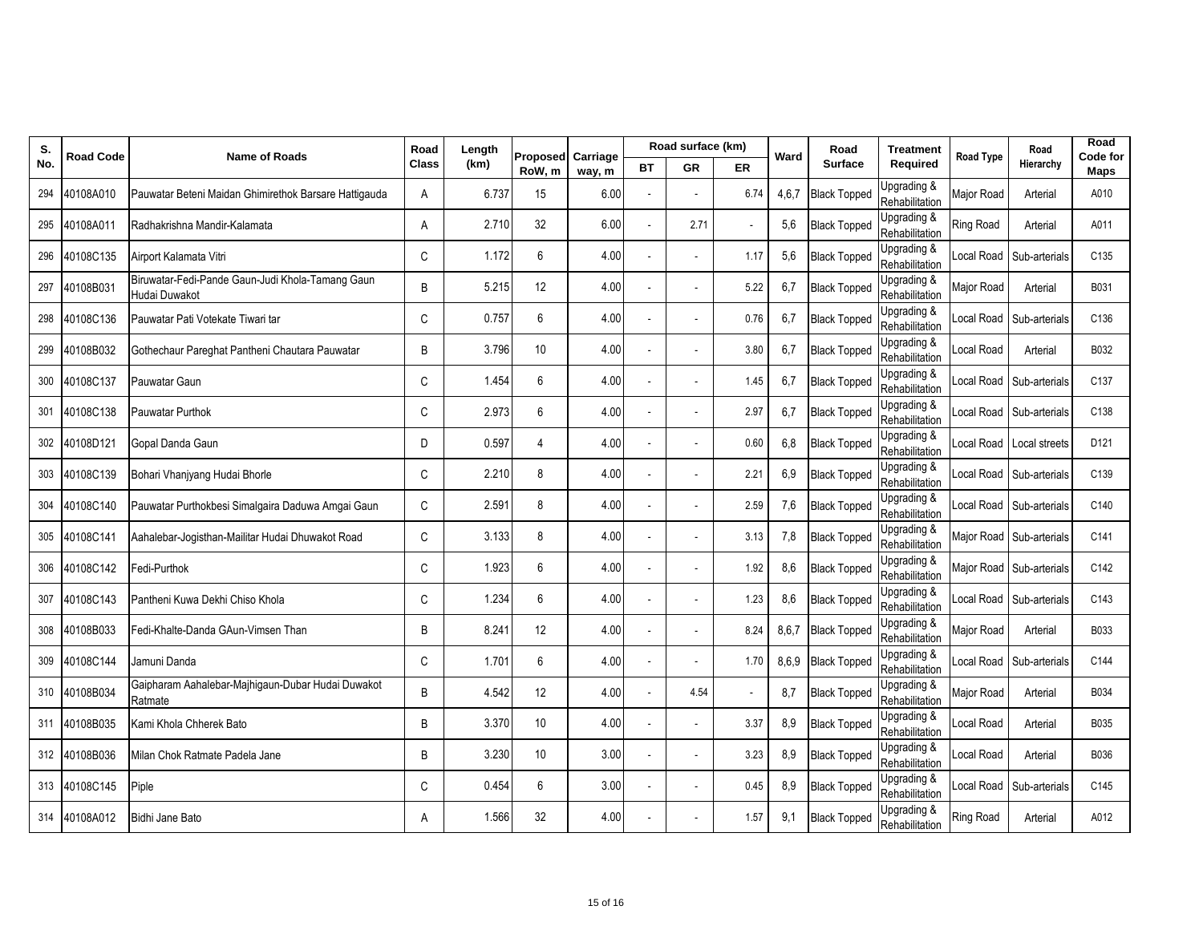| S. No. | Road Code | Name of Roads | Road Class | Length (km) | Proposed RoW, m | Carriage way, m | Road surface (km) | | | Ward | Road Surface | Treatment Required | Road Type | Road Hierarchy | Road Code for Maps |
|---|---|---|---|---|---|---|---|---|---|---|---|---|---|---|---|
| | | | | | | | BT | GR | ER | | | | | | |
| 294 | 40108A010 | Pauwatar Beteni Maidan Ghimirethok Barsare Hattigauda | A | 6.737 | 15 | 6.00 | - | - | 6.74 | 4,6,7 | Black Topped | Upgrading & Rehabilitation | Major Road | Arterial | A010 |
| 295 | 40108A011 | Radhakrishna Mandir-Kalamata | A | 2.710 | 32 | 6.00 | - | 2.71 | - | 5,6 | Black Topped | Upgrading & Rehabilitation | Ring Road | Arterial | A011 |
| 296 | 40108C135 | Airport Kalamata Vitri | C | 1.172 | 6 | 4.00 | - | - | 1.17 | 5,6 | Black Topped | Upgrading & Rehabilitation | Local Road | Sub-arterials | C135 |
| 297 | 40108B031 | Biruwatar-Fedi-Pande Gaun-Judi Khola-Tamang Gaun Hudai Duwakot | B | 5.215 | 12 | 4.00 | - | - | 5.22 | 6,7 | Black Topped | Upgrading & Rehabilitation | Major Road | Arterial | B031 |
| 298 | 40108C136 | Pauwatar Pati Votekate Tiwari tar | C | 0.757 | 6 | 4.00 | - | - | 0.76 | 6,7 | Black Topped | Upgrading & Rehabilitation | Local Road | Sub-arterials | C136 |
| 299 | 40108B032 | Gothechaur Pareghat Pantheni Chautara Pauwatar | B | 3.796 | 10 | 4.00 | - | - | 3.80 | 6,7 | Black Topped | Upgrading & Rehabilitation | Local Road | Arterial | B032 |
| 300 | 40108C137 | Pauwatar Gaun | C | 1.454 | 6 | 4.00 | - | - | 1.45 | 6,7 | Black Topped | Upgrading & Rehabilitation | Local Road | Sub-arterials | C137 |
| 301 | 40108C138 | Pauwatar Purthok | C | 2.973 | 6 | 4.00 | - | - | 2.97 | 6,7 | Black Topped | Upgrading & Rehabilitation | Local Road | Sub-arterials | C138 |
| 302 | 40108D121 | Gopal Danda Gaun | D | 0.597 | 4 | 4.00 | - | - | 0.60 | 6,8 | Black Topped | Upgrading & Rehabilitation | Local Road | Local streets | D121 |
| 303 | 40108C139 | Bohari Vhanjyang Hudai Bhorle | C | 2.210 | 8 | 4.00 | - | - | 2.21 | 6,9 | Black Topped | Upgrading & Rehabilitation | Local Road | Sub-arterials | C139 |
| 304 | 40108C140 | Pauwatar Purthokbesi Simalgaira Daduwa Amgai Gaun | C | 2.591 | 8 | 4.00 | - | - | 2.59 | 7,6 | Black Topped | Upgrading & Rehabilitation | Local Road | Sub-arterials | C140 |
| 305 | 40108C141 | Aahalebar-Jogisthan-Mailitar Hudai Dhuwakot Road | C | 3.133 | 8 | 4.00 | - | - | 3.13 | 7,8 | Black Topped | Upgrading & Rehabilitation | Major Road | Sub-arterials | C141 |
| 306 | 40108C142 | Fedi-Purthok | C | 1.923 | 6 | 4.00 | - | - | 1.92 | 8,6 | Black Topped | Upgrading & Rehabilitation | Major Road | Sub-arterials | C142 |
| 307 | 40108C143 | Pantheni Kuwa Dekhi Chiso Khola | C | 1.234 | 6 | 4.00 | - | - | 1.23 | 8,6 | Black Topped | Upgrading & Rehabilitation | Local Road | Sub-arterials | C143 |
| 308 | 40108B033 | Fedi-Khalte-Danda GAun-Vimsen Than | B | 8.241 | 12 | 4.00 | - | - | 8.24 | 8,6,7 | Black Topped | Upgrading & Rehabilitation | Major Road | Arterial | B033 |
| 309 | 40108C144 | Jamuni Danda | C | 1.701 | 6 | 4.00 | - | - | 1.70 | 8,6,9 | Black Topped | Upgrading & Rehabilitation | Local Road | Sub-arterials | C144 |
| 310 | 40108B034 | Gaipharam Aahalebar-Majhigaun-Dubar Hudai Duwakot Ratmate | B | 4.542 | 12 | 4.00 | - | 4.54 | - | 8,7 | Black Topped | Upgrading & Rehabilitation | Major Road | Arterial | B034 |
| 311 | 40108B035 | Kami Khola Chherek Bato | B | 3.370 | 10 | 4.00 | - | - | 3.37 | 8,9 | Black Topped | Upgrading & Rehabilitation | Local Road | Arterial | B035 |
| 312 | 40108B036 | Milan Chok Ratmate Padela Jane | B | 3.230 | 10 | 3.00 | - | - | 3.23 | 8,9 | Black Topped | Upgrading & Rehabilitation | Local Road | Arterial | B036 |
| 313 | 40108C145 | Piple | C | 0.454 | 6 | 3.00 | - | - | 0.45 | 8,9 | Black Topped | Upgrading & Rehabilitation | Local Road | Sub-arterials | C145 |
| 314 | 40108A012 | Bidhi Jane Bato | A | 1.566 | 32 | 4.00 | - | - | 1.57 | 9,1 | Black Topped | Upgrading & Rehabilitation | Ring Road | Arterial | A012 |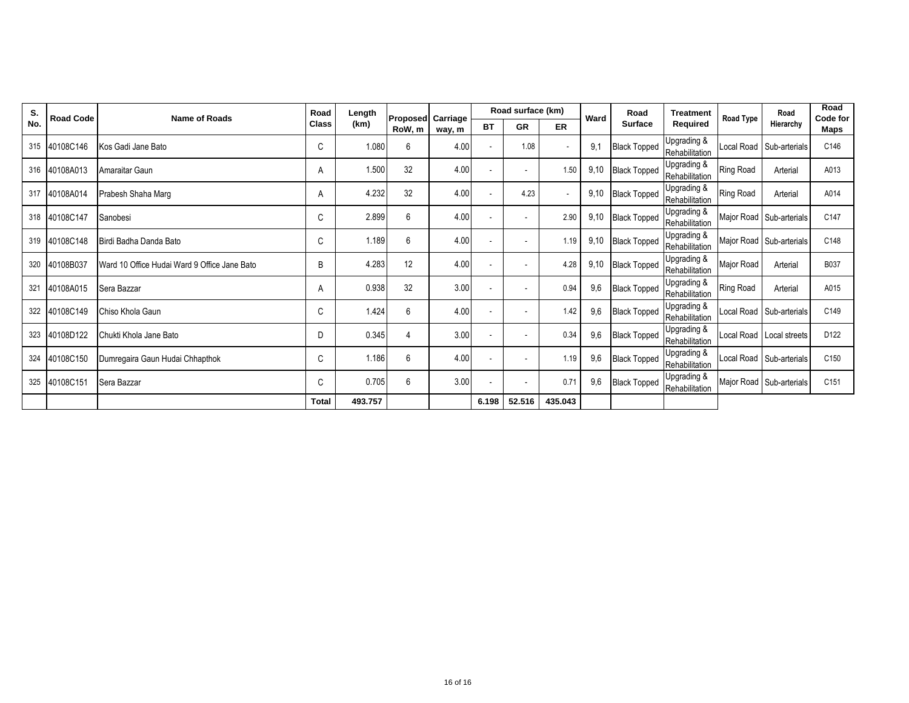| S. No. | Road Code | Name of Roads | Road Class | Length (km) | Proposed RoW, m | Carriage way, m | Road surface (km) | | | Ward | Road Surface | Treatment Required | Road Type | Road Hierarchy | Road Code for Maps |
|---|---|---|---|---|---|---|---|---|---|---|---|---|---|---|---|
| | | | | | | | BT | GR | ER | | | | | | |
| 315 | 40108C146 | Kos Gadi Jane Bato | C | 1.080 | 6 | 4.00 | - | 1.08 | - | 9,1 | Black Topped | Upgrading & Rehabilitation | Local Road | Sub-arterials | C146 |
| 316 | 40108A013 | Amaraitar Gaun | A | 1.500 | 32 | 4.00 | - | - | 1.50 | 9,10 | Black Topped | Upgrading & Rehabilitation | Ring Road | Arterial | A013 |
| 317 | 40108A014 | Prabesh Shaha Marg | A | 4.232 | 32 | 4.00 | - | 4.23 | - | 9,10 | Black Topped | Upgrading & Rehabilitation | Ring Road | Arterial | A014 |
| 318 | 40108C147 | Sanobesi | C | 2.899 | 6 | 4.00 | - | - | 2.90 | 9,10 | Black Topped | Upgrading & Rehabilitation | Major Road | Sub-arterials | C147 |
| 319 | 40108C148 | Birdi Badha Danda Bato | C | 1.189 | 6 | 4.00 | - | - | 1.19 | 9,10 | Black Topped | Upgrading & Rehabilitation | Major Road | Sub-arterials | C148 |
| 320 | 40108B037 | Ward 10 Office Hudai Ward 9 Office Jane Bato | B | 4.283 | 12 | 4.00 | - | - | 4.28 | 9,10 | Black Topped | Upgrading & Rehabilitation | Major Road | Arterial | B037 |
| 321 | 40108A015 | Sera Bazzar | A | 0.938 | 32 | 3.00 | - | - | 0.94 | 9,6 | Black Topped | Upgrading & Rehabilitation | Ring Road | Arterial | A015 |
| 322 | 40108C149 | Chiso Khola Gaun | C | 1.424 | 6 | 4.00 | - | - | 1.42 | 9,6 | Black Topped | Upgrading & Rehabilitation | Local Road | Sub-arterials | C149 |
| 323 | 40108D122 | Chukti Khola Jane Bato | D | 0.345 | 4 | 3.00 | - | - | 0.34 | 9,6 | Black Topped | Upgrading & Rehabilitation | Local Road | Local streets | D122 |
| 324 | 40108C150 | Dumregaira Gaun Hudai Chhapthok | C | 1.186 | 6 | 4.00 | - | - | 1.19 | 9,6 | Black Topped | Upgrading & Rehabilitation | Local Road | Sub-arterials | C150 |
| 325 | 40108C151 | Sera Bazzar | C | 0.705 | 6 | 3.00 | - | - | 0.71 | 9,6 | Black Topped | Upgrading & Rehabilitation | Major Road | Sub-arterials | C151 |
| | | | **Total** | **493.757** | | | **6.198** | **52.516** | **435.043** | | | | | | |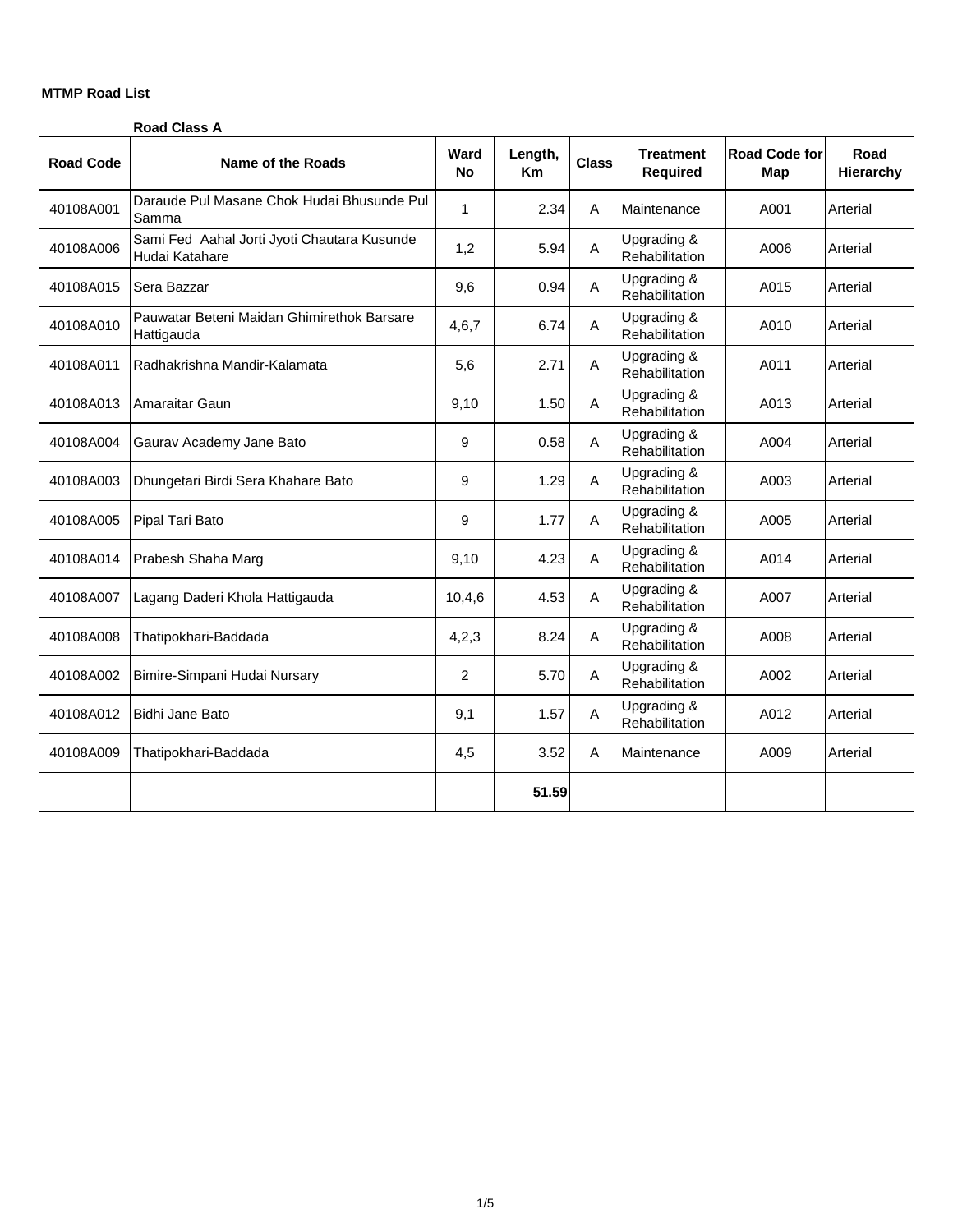**MTMP Road List**

**Road Class A**

| Road Code | Name of the Roads | Ward No | Length, Km | Class | Treatment Required | Road Code for Map | Road Hierarchy |
|---|---|---|---|---|---|---|---|
| 40108A001 | Daraude Pul Masane Chok Hudai Bhusunde Pul Samma | 1 | 2.34 | A | Maintenance | A001 | Arterial |
| 40108A006 | Sami Fed Aahal Jorti Jyoti Chautara Kusunde Hudai Katahare | 1,2 | 5.94 | A | Upgrading & Rehabilitation | A006 | Arterial |
| 40108A015 | Sera Bazzar | 9,6 | 0.94 | A | Upgrading & Rehabilitation | A015 | Arterial |
| 40108A010 | Pauwatar Beteni Maidan Ghimirethok Barsare Hattigauda | 4,6,7 | 6.74 | A | Upgrading & Rehabilitation | A010 | Arterial |
| 40108A011 | Radhakrishna Mandir-Kalamata | 5,6 | 2.71 | A | Upgrading & Rehabilitation | A011 | Arterial |
| 40108A013 | Amaraitar Gaun | 9,10 | 1.50 | A | Upgrading & Rehabilitation | A013 | Arterial |
| 40108A004 | Gaurav Academy Jane Bato | 9 | 0.58 | A | Upgrading & Rehabilitation | A004 | Arterial |
| 40108A003 | Dhungetari Birdi Sera Khahare Bato | 9 | 1.29 | A | Upgrading & Rehabilitation | A003 | Arterial |
| 40108A005 | Pipal Tari Bato | 9 | 1.77 | A | Upgrading & Rehabilitation | A005 | Arterial |
| 40108A014 | Prabesh Shaha Marg | 9,10 | 4.23 | A | Upgrading & Rehabilitation | A014 | Arterial |
| 40108A007 | Lagang Daderi Khola Hattigauda | 10,4,6 | 4.53 | A | Upgrading & Rehabilitation | A007 | Arterial |
| 40108A008 | Thatipokhari-Baddada | 4,2,3 | 8.24 | A | Upgrading & Rehabilitation | A008 | Arterial |
| 40108A002 | Bimire-Simpani Hudai Nursary | 2 | 5.70 | A | Upgrading & Rehabilitation | A002 | Arterial |
| 40108A012 | Bidhi Jane Bato | 9,1 | 1.57 | A | Upgrading & Rehabilitation | A012 | Arterial |
| 40108A009 | Thatipokhari-Baddada | 4,5 | 3.52 | A | Maintenance | A009 | Arterial |
| | | | **51.59** | | | | |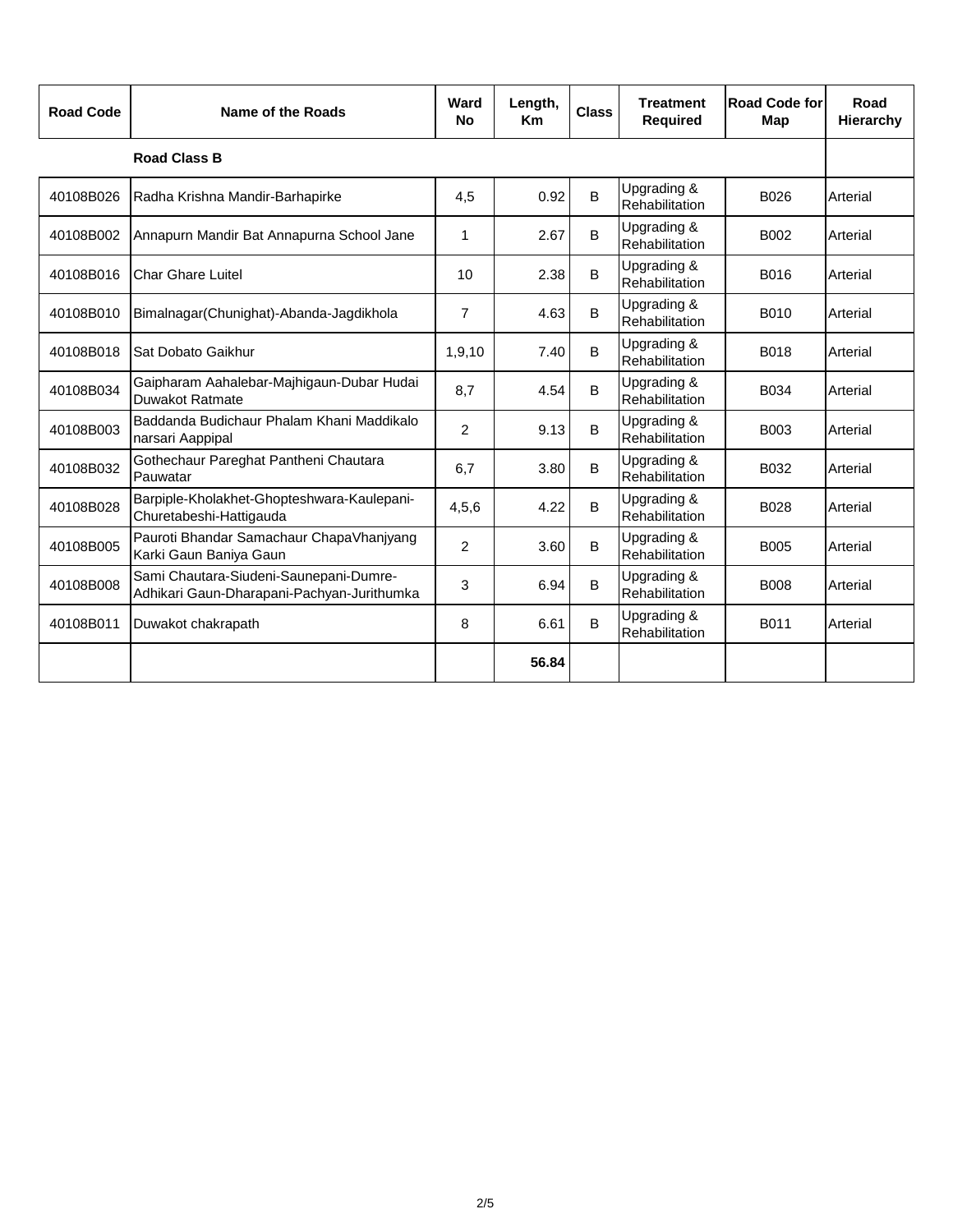| Road Code | Name of the Roads | Ward No | Length, Km | Class | Treatment Required | Road Code for Map | Road Hierarchy |
|---|---|---|---|---|---|---|---|
| | **Road Class B** | | | | | | |
| 40108B026 | Radha Krishna Mandir-Barhapirke | 4,5 | 0.92 | B | Upgrading & Rehabilitation | B026 | Arterial |
| 40108B002 | Annapurn Mandir Bat Annapurna School Jane | 1 | 2.67 | B | Upgrading & Rehabilitation | B002 | Arterial |
| 40108B016 | Char Ghare Luitel | 10 | 2.38 | B | Upgrading & Rehabilitation | B016 | Arterial |
| 40108B010 | Bimalnagar(Chunighat)-Abanda-Jagdikhola | 7 | 4.63 | B | Upgrading & Rehabilitation | B010 | Arterial |
| 40108B018 | Sat Dobato Gaikhur | 1,9,10 | 7.40 | B | Upgrading & Rehabilitation | B018 | Arterial |
| 40108B034 | Gaipharam Aahalebar-Majhigaun-Dubar Hudai Duwakot Ratmate | 8,7 | 4.54 | B | Upgrading & Rehabilitation | B034 | Arterial |
| 40108B003 | Baddanda Budichaur Phalam Khani Maddikalo narsari Aappipal | 2 | 9.13 | B | Upgrading & Rehabilitation | B003 | Arterial |
| 40108B032 | Gothechaur Pareghat Pantheni Chautara Pauwatar | 6,7 | 3.80 | B | Upgrading & Rehabilitation | B032 | Arterial |
| 40108B028 | Barpiple-Kholakhet-Ghopteshwara-Kaulepani-Churetabeshi-Hattigauda | 4,5,6 | 4.22 | B | Upgrading & Rehabilitation | B028 | Arterial |
| 40108B005 | Pauroti Bhandar Samachaur ChapaVhanjyang Karki Gaun Baniya Gaun | 2 | 3.60 | B | Upgrading & Rehabilitation | B005 | Arterial |
| 40108B008 | Sami Chautara-Siudeni-Saunepani-Dumre-Adhikari Gaun-Dharapani-Pachyan-Jurithumka | 3 | 6.94 | B | Upgrading & Rehabilitation | B008 | Arterial |
| 40108B011 | Duwakot chakrapath | 8 | 6.61 | B | Upgrading & Rehabilitation | B011 | Arterial |
| | | | **56.84** | | | | |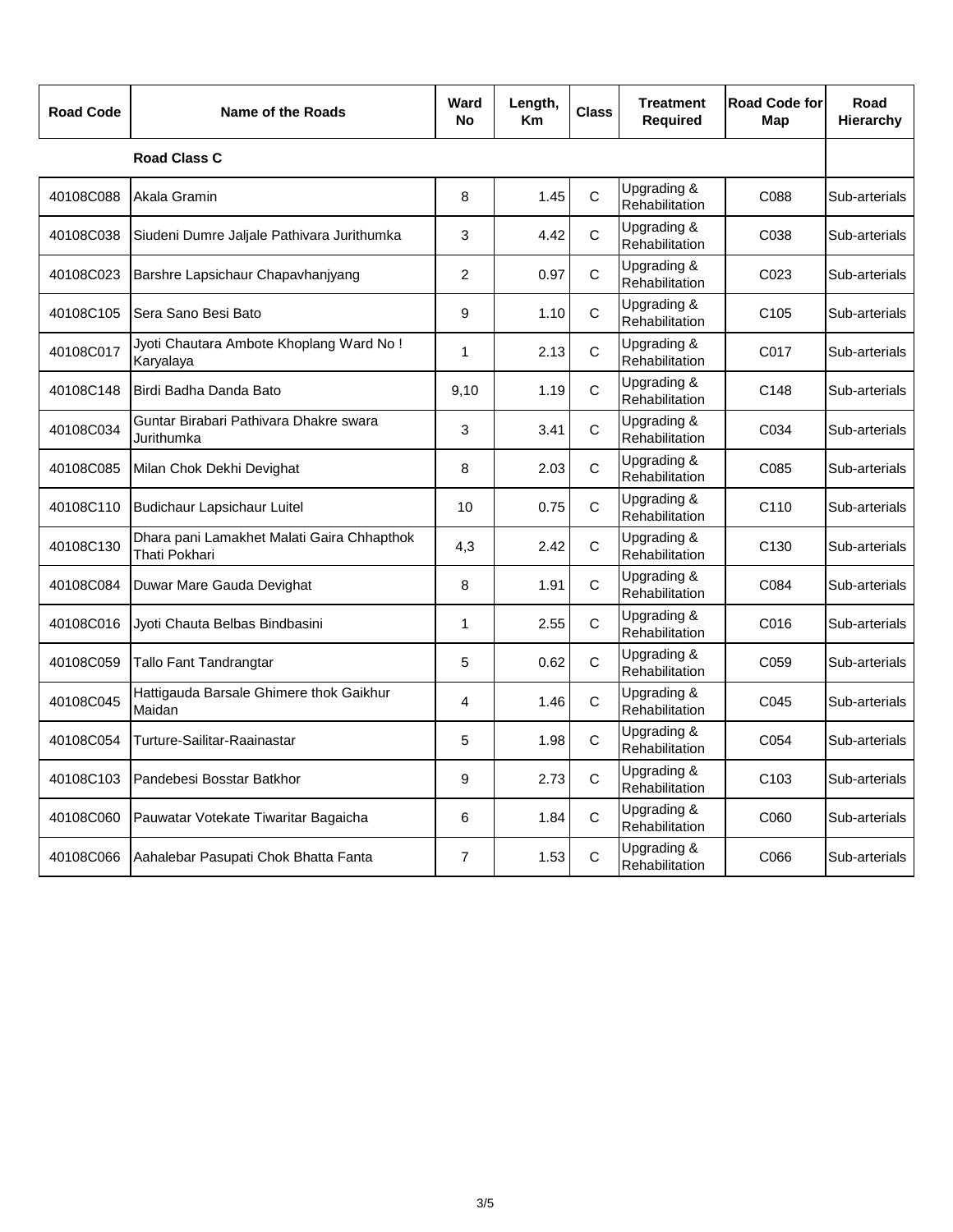| Road Code | Name of the Roads | Ward No | Length, Km | Class | Treatment Required | Road Code for Map | Road Hierarchy |
|---|---|---|---|---|---|---|---|
| | **Road Class C** | | | | | | |
| 40108C088 | Akala Gramin | 8 | 1.45 | C | Upgrading & Rehabilitation | C088 | Sub-arterials |
| 40108C038 | Siudeni Dumre Jaljale Pathivara Jurithumka | 3 | 4.42 | C | Upgrading & Rehabilitation | C038 | Sub-arterials |
| 40108C023 | Barshre Lapsichaur Chapavhanjyang | 2 | 0.97 | C | Upgrading & Rehabilitation | C023 | Sub-arterials |
| 40108C105 | Sera Sano Besi Bato | 9 | 1.10 | C | Upgrading & Rehabilitation | C105 | Sub-arterials |
| 40108C017 | Jyoti Chautara Ambote Khoplang Ward No ! Karyalaya | 1 | 2.13 | C | Upgrading & Rehabilitation | C017 | Sub-arterials |
| 40108C148 | Birdi Badha Danda Bato | 9,10 | 1.19 | C | Upgrading & Rehabilitation | C148 | Sub-arterials |
| 40108C034 | Guntar Birabari Pathivara Dhakre swara Jurithumka | 3 | 3.41 | C | Upgrading & Rehabilitation | C034 | Sub-arterials |
| 40108C085 | Milan Chok Dekhi Devighat | 8 | 2.03 | C | Upgrading & Rehabilitation | C085 | Sub-arterials |
| 40108C110 | Budichaur Lapsichaur Luitel | 10 | 0.75 | C | Upgrading & Rehabilitation | C110 | Sub-arterials |
| 40108C130 | Dhara pani Lamakhet Malati Gaira Chhapthok Thati Pokhari | 4,3 | 2.42 | C | Upgrading & Rehabilitation | C130 | Sub-arterials |
| 40108C084 | Duwar Mare Gauda Devighat | 8 | 1.91 | C | Upgrading & Rehabilitation | C084 | Sub-arterials |
| 40108C016 | Jyoti Chauta Belbas Bindbasini | 1 | 2.55 | C | Upgrading & Rehabilitation | C016 | Sub-arterials |
| 40108C059 | Tallo Fant Tandrangtar | 5 | 0.62 | C | Upgrading & Rehabilitation | C059 | Sub-arterials |
| 40108C045 | Hattigauda Barsale Ghimere thok Gaikhur Maidan | 4 | 1.46 | C | Upgrading & Rehabilitation | C045 | Sub-arterials |
| 40108C054 | Turture-Sailitar-Raainastar | 5 | 1.98 | C | Upgrading & Rehabilitation | C054 | Sub-arterials |
| 40108C103 | Pandebesi Bosstar Batkhor | 9 | 2.73 | C | Upgrading & Rehabilitation | C103 | Sub-arterials |
| 40108C060 | Pauwatar Votekate Tiwaritar Bagaicha | 6 | 1.84 | C | Upgrading & Rehabilitation | C060 | Sub-arterials |
| 40108C066 | Aahalebar Pasupati Chok Bhatta Fanta | 7 | 1.53 | C | Upgrading & Rehabilitation | C066 | Sub-arterials |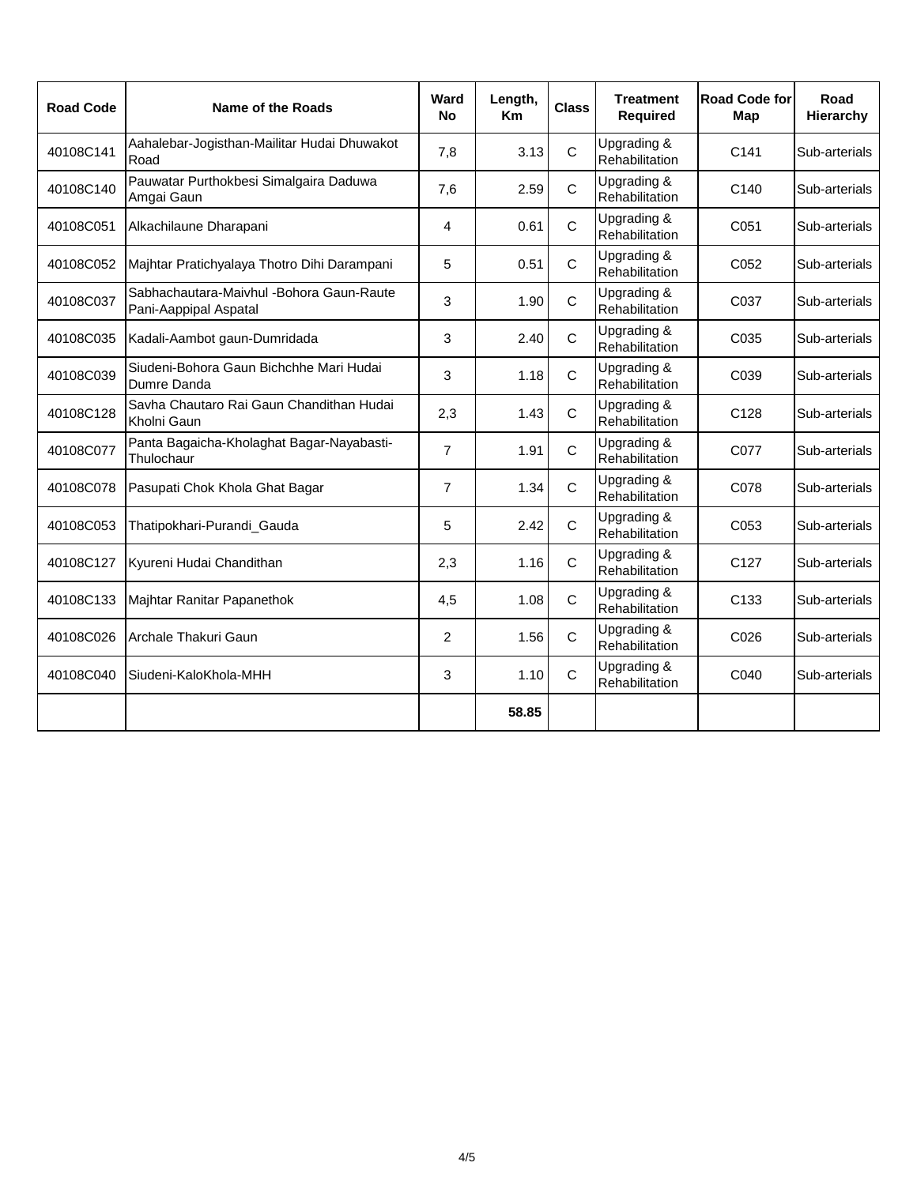| Road Code | Name of the Roads | Ward No | Length, Km | Class | Treatment Required | Road Code for Map | Road Hierarchy |
|---|---|---|---|---|---|---|---|
| 40108C141 | Aahalebar-Jogisthan-Mailitar Hudai Dhuwakot Road | 7,8 | 3.13 | C | Upgrading & Rehabilitation | C141 | Sub-arterials |
| 40108C140 | Pauwatar Purthokbesi Simalgaira Daduwa Amgai Gaun | 7,6 | 2.59 | C | Upgrading & Rehabilitation | C140 | Sub-arterials |
| 40108C051 | Alkachilaune Dharapani | 4 | 0.61 | C | Upgrading & Rehabilitation | C051 | Sub-arterials |
| 40108C052 | Majhtar Pratichyalaya Thotro Dihi Darampani | 5 | 0.51 | C | Upgrading & Rehabilitation | C052 | Sub-arterials |
| 40108C037 | Sabhachautara-Maivhul -Bohora Gaun-Raute Pani-Aappipal Aspatal | 3 | 1.90 | C | Upgrading & Rehabilitation | C037 | Sub-arterials |
| 40108C035 | Kadali-Aambot gaun-Dumridada | 3 | 2.40 | C | Upgrading & Rehabilitation | C035 | Sub-arterials |
| 40108C039 | Siudeni-Bohora Gaun Bichchhe Mari Hudai Dumre Danda | 3 | 1.18 | C | Upgrading & Rehabilitation | C039 | Sub-arterials |
| 40108C128 | Savha Chautaro Rai Gaun Chandithan Hudai Kholni Gaun | 2,3 | 1.43 | C | Upgrading & Rehabilitation | C128 | Sub-arterials |
| 40108C077 | Panta Bagaicha-Kholaghat Bagar-Nayabasti-Thulochaur | 7 | 1.91 | C | Upgrading & Rehabilitation | C077 | Sub-arterials |
| 40108C078 | Pasupati Chok Khola Ghat Bagar | 7 | 1.34 | C | Upgrading & Rehabilitation | C078 | Sub-arterials |
| 40108C053 | Thatipokhari-Purandi_Gauda | 5 | 2.42 | C | Upgrading & Rehabilitation | C053 | Sub-arterials |
| 40108C127 | Kyureni Hudai Chandithan | 2,3 | 1.16 | C | Upgrading & Rehabilitation | C127 | Sub-arterials |
| 40108C133 | Majhtar Ranitar Papanethok | 4,5 | 1.08 | C | Upgrading & Rehabilitation | C133 | Sub-arterials |
| 40108C026 | Archale Thakuri Gaun | 2 | 1.56 | C | Upgrading & Rehabilitation | C026 | Sub-arterials |
| 40108C040 | Siudeni-KaloKhola-MHH | 3 | 1.10 | C | Upgrading & Rehabilitation | C040 | Sub-arterials |
| | | | **58.85** | | | | |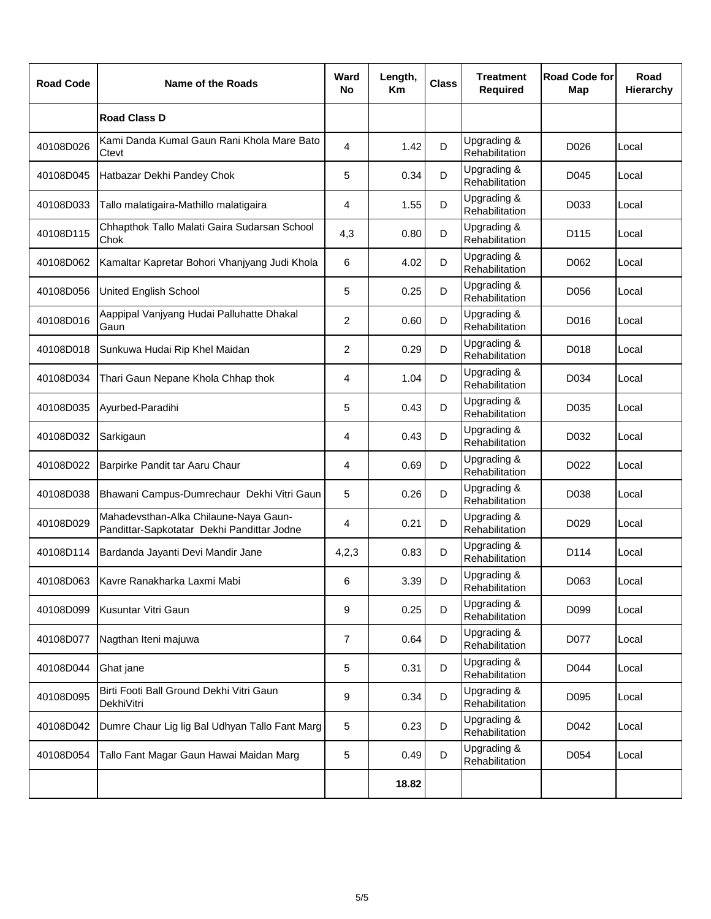| Road Code | Name of the Roads | Ward No | Length, Km | Class | Treatment Required | Road Code for Map | Road Hierarchy |
|---|---|---|---|---|---|---|---|
| | **Road Class D** | | | | | | |
| 40108D026 | Kami Danda Kumal Gaun Rani Khola Mare Bato Ctevt | 4 | 1.42 | D | Upgrading & Rehabilitation | D026 | Local |
| 40108D045 | Hatbazar Dekhi Pandey Chok | 5 | 0.34 | D | Upgrading & Rehabilitation | D045 | Local |
| 40108D033 | Tallo malatigaira-Mathillo malatigaira | 4 | 1.55 | D | Upgrading & Rehabilitation | D033 | Local |
| 40108D115 | Chhapthok Tallo Malati Gaira Sudarsan School Chok | 4,3 | 0.80 | D | Upgrading & Rehabilitation | D115 | Local |
| 40108D062 | Kamaltar Kapretar Bohori Vhanjyang Judi Khola | 6 | 4.02 | D | Upgrading & Rehabilitation | D062 | Local |
| 40108D056 | United English School | 5 | 0.25 | D | Upgrading & Rehabilitation | D056 | Local |
| 40108D016 | Aappipal Vanjyang Hudai Palluhatte Dhakal Gaun | 2 | 0.60 | D | Upgrading & Rehabilitation | D016 | Local |
| 40108D018 | Sunkuwa Hudai Rip Khel Maidan | 2 | 0.29 | D | Upgrading & Rehabilitation | D018 | Local |
| 40108D034 | Thari Gaun Nepane Khola Chhap thok | 4 | 1.04 | D | Upgrading & Rehabilitation | D034 | Local |
| 40108D035 | Ayurbed-Paradihi | 5 | 0.43 | D | Upgrading & Rehabilitation | D035 | Local |
| 40108D032 | Sarkigaun | 4 | 0.43 | D | Upgrading & Rehabilitation | D032 | Local |
| 40108D022 | Barpirke Pandit tar Aaru Chaur | 4 | 0.69 | D | Upgrading & Rehabilitation | D022 | Local |
| 40108D038 | Bhawani Campus-Dumrechaur Dekhi Vitri Gaun | 5 | 0.26 | D | Upgrading & Rehabilitation | D038 | Local |
| 40108D029 | Mahadevsthan-Alka Chilaune-Naya Gaun-Pandittar-Sapkotatar Dekhi Pandittar Jodne | 4 | 0.21 | D | Upgrading & Rehabilitation | D029 | Local |
| 40108D114 | Bardanda Jayanti Devi Mandir Jane | 4,2,3 | 0.83 | D | Upgrading & Rehabilitation | D114 | Local |
| 40108D063 | Kavre Ranakharka Laxmi Mabi | 6 | 3.39 | D | Upgrading & Rehabilitation | D063 | Local |
| 40108D099 | Kusuntar Vitri Gaun | 9 | 0.25 | D | Upgrading & Rehabilitation | D099 | Local |
| 40108D077 | Nagthan Iteni majuwa | 7 | 0.64 | D | Upgrading & Rehabilitation | D077 | Local |
| 40108D044 | Ghat jane | 5 | 0.31 | D | Upgrading & Rehabilitation | D044 | Local |
| 40108D095 | Birti Footi Ball Ground Dekhi Vitri Gaun DekhiVitri | 9 | 0.34 | D | Upgrading & Rehabilitation | D095 | Local |
| 40108D042 | Dumre Chaur Lig lig Bal Udhyan Tallo Fant Marg | 5 | 0.23 | D | Upgrading & Rehabilitation | D042 | Local |
| 40108D054 | Tallo Fant Magar Gaun Hawai Maidan Marg | 5 | 0.49 | D | Upgrading & Rehabilitation | D054 | Local |
| | | | **18.82** | | | | |